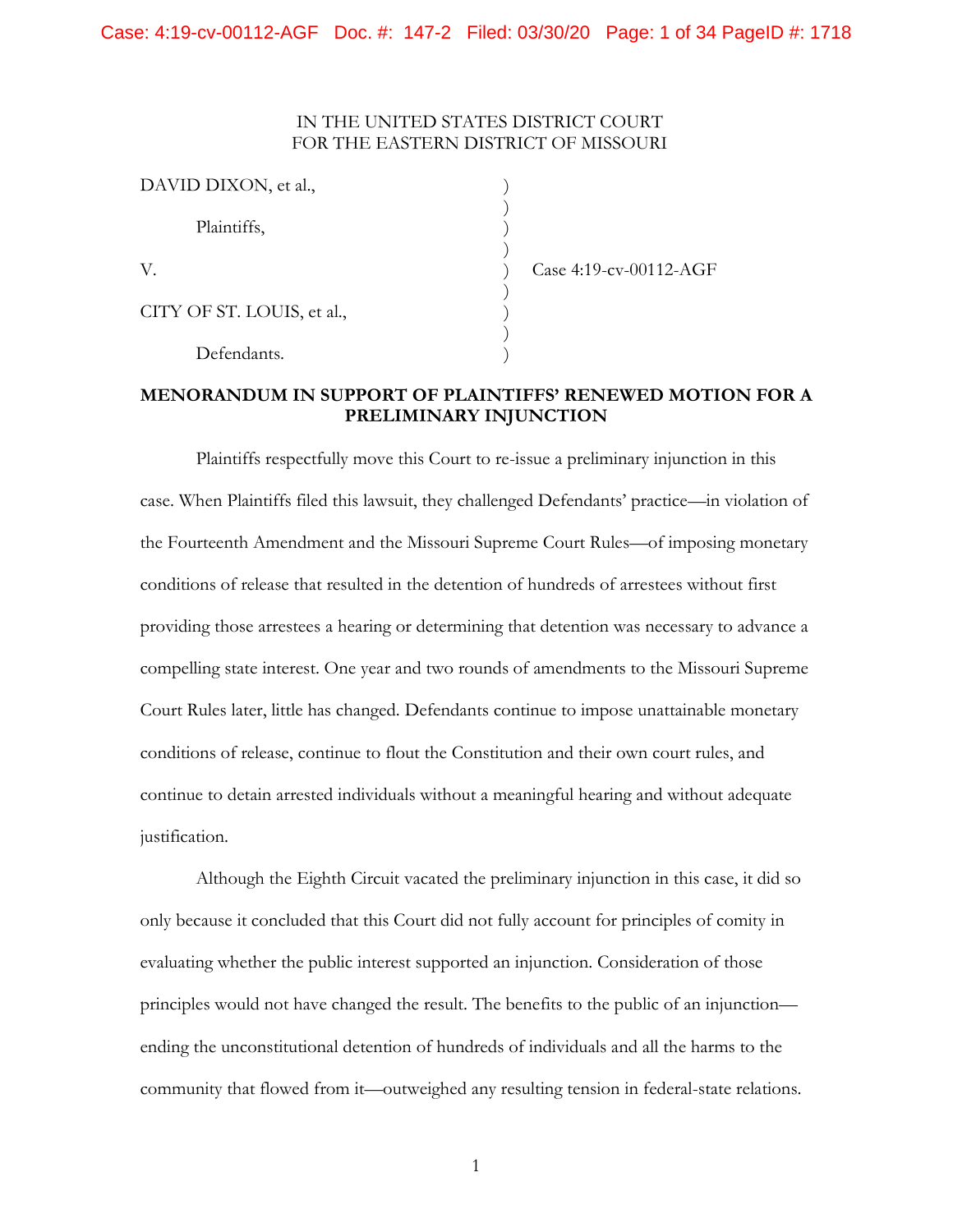IN THE UNITED STATES DISTRICT COURT
FOR THE EASTERN DISTRICT OF MISSOURI

| | | |
|---|---|---|
| DAVID DIXON, et al., | ) | |
| | ) | |
| Plaintiffs, | ) | |
| | ) | |
| V. | ) | Case 4:19-cv-00112-AGF |
| | ) | |
| CITY OF ST. LOUIS, et al., | ) | |
| | ) | |
| Defendants. | ) | |

**MENORANDUM IN SUPPORT OF PLAINTIFFS' RENEWED MOTION FOR A PRELIMINARY INJUNCTION**

Plaintiffs respectfully move this Court to re-issue a preliminary injunction in this case. When Plaintiffs filed this lawsuit, they challenged Defendants' practice—in violation of the Fourteenth Amendment and the Missouri Supreme Court Rules—of imposing monetary conditions of release that resulted in the detention of hundreds of arrestees without first providing those arrestees a hearing or determining that detention was necessary to advance a compelling state interest. One year and two rounds of amendments to the Missouri Supreme Court Rules later, little has changed. Defendants continue to impose unattainable monetary conditions of release, continue to flout the Constitution and their own court rules, and continue to detain arrested individuals without a meaningful hearing and without adequate justification.

Although the Eighth Circuit vacated the preliminary injunction in this case, it did so only because it concluded that this Court did not fully account for principles of comity in evaluating whether the public interest supported an injunction. Consideration of those principles would not have changed the result. The benefits to the public of an injunction—ending the unconstitutional detention of hundreds of individuals and all the harms to the community that flowed from it—outweighed any resulting tension in federal-state relations.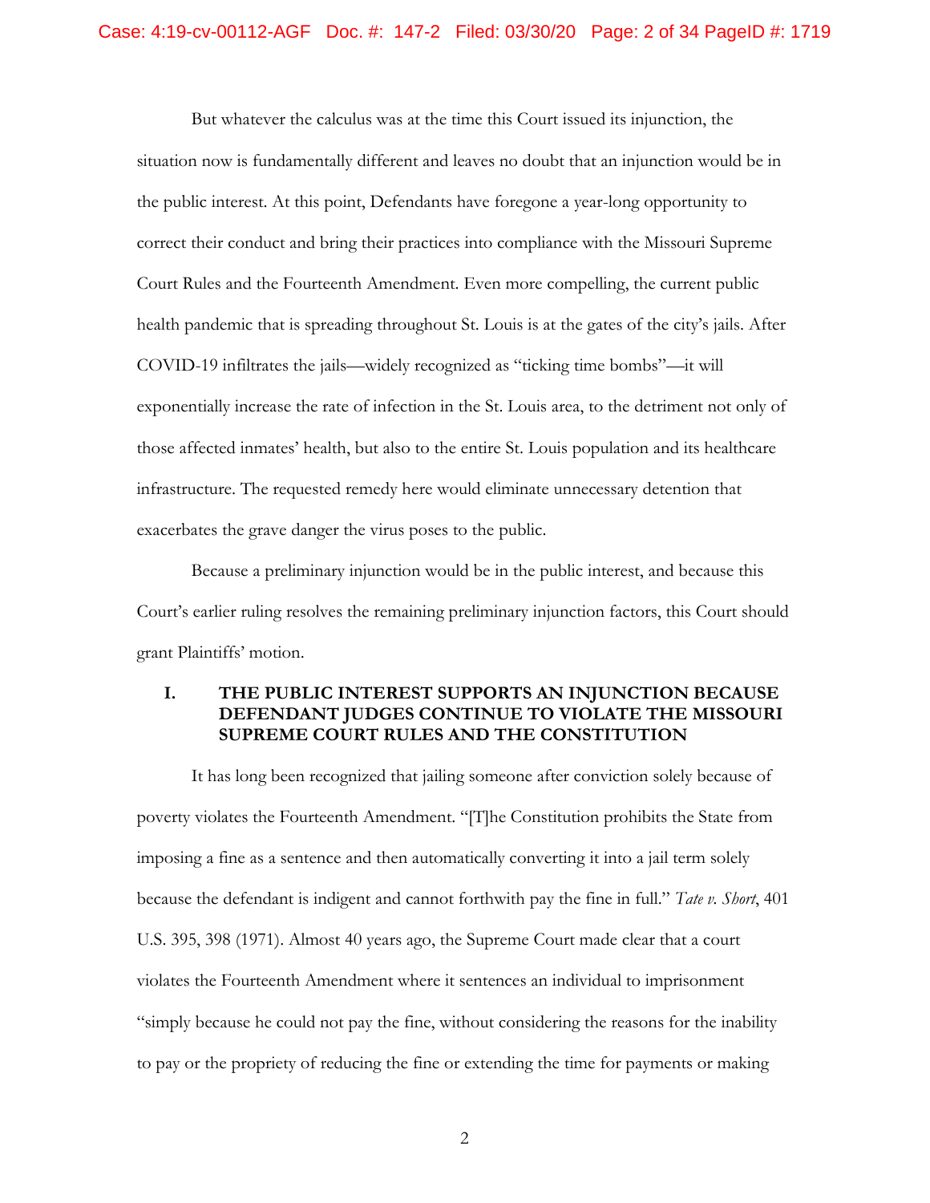But whatever the calculus was at the time this Court issued its injunction, the situation now is fundamentally different and leaves no doubt that an injunction would be in the public interest. At this point, Defendants have foregone a year-long opportunity to correct their conduct and bring their practices into compliance with the Missouri Supreme Court Rules and the Fourteenth Amendment. Even more compelling, the current public health pandemic that is spreading throughout St. Louis is at the gates of the city's jails. After COVID-19 infiltrates the jails—widely recognized as "ticking time bombs"—it will exponentially increase the rate of infection in the St. Louis area, to the detriment not only of those affected inmates' health, but also to the entire St. Louis population and its healthcare infrastructure. The requested remedy here would eliminate unnecessary detention that exacerbates the grave danger the virus poses to the public.

Because a preliminary injunction would be in the public interest, and because this Court's earlier ruling resolves the remaining preliminary injunction factors, this Court should grant Plaintiffs' motion.

## I. THE PUBLIC INTEREST SUPPORTS AN INJUNCTION BECAUSE DEFENDANT JUDGES CONTINUE TO VIOLATE THE MISSOURI SUPREME COURT RULES AND THE CONSTITUTION

It has long been recognized that jailing someone after conviction solely because of poverty violates the Fourteenth Amendment. "[T]he Constitution prohibits the State from imposing a fine as a sentence and then automatically converting it into a jail term solely because the defendant is indigent and cannot forthwith pay the fine in full." *Tate v. Short*, 401 U.S. 395, 398 (1971). Almost 40 years ago, the Supreme Court made clear that a court violates the Fourteenth Amendment where it sentences an individual to imprisonment "simply because he could not pay the fine, without considering the reasons for the inability to pay or the propriety of reducing the fine or extending the time for payments or making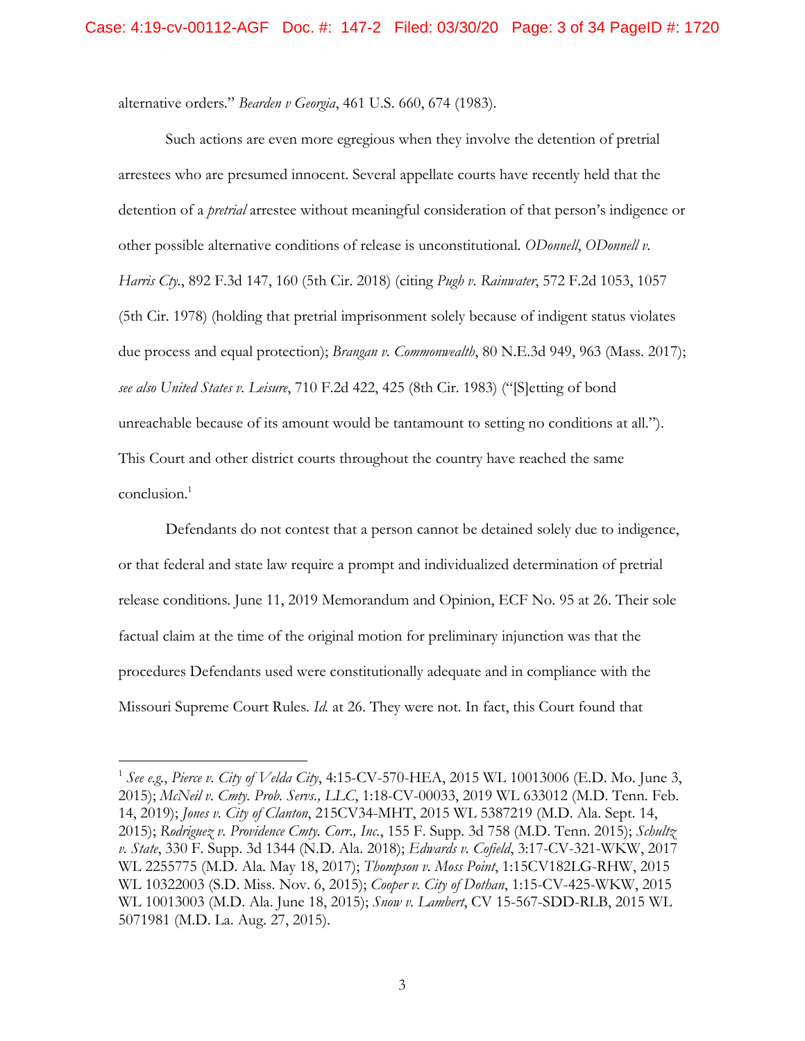alternative orders." *Bearden v Georgia*, 461 U.S. 660, 674 (1983).

Such actions are even more egregious when they involve the detention of pretrial arrestees who are presumed innocent. Several appellate courts have recently held that the detention of a *pretrial* arrestee without meaningful consideration of that person's indigence or other possible alternative conditions of release is unconstitutional. *ODonnell*, *ODonnell v. Harris Cty.*, 892 F.3d 147, 160 (5th Cir. 2018) (citing *Pugh v. Rainwater*, 572 F.2d 1053, 1057 (5th Cir. 1978) (holding that pretrial imprisonment solely because of indigent status violates due process and equal protection); *Brangan v. Commonwealth*, 80 N.E.3d 949, 963 (Mass. 2017); *see also United States v. Leisure*, 710 F.2d 422, 425 (8th Cir. 1983) ("[S]etting of bond unreachable because of its amount would be tantamount to setting no conditions at all."). This Court and other district courts throughout the country have reached the same conclusion.[1]

Defendants do not contest that a person cannot be detained solely due to indigence, or that federal and state law require a prompt and individualized determination of pretrial release conditions. June 11, 2019 Memorandum and Opinion, ECF No. 95 at 26. Their sole factual claim at the time of the original motion for preliminary injunction was that the procedures Defendants used were constitutionally adequate and in compliance with the Missouri Supreme Court Rules. *Id.* at 26. They were not. In fact, this Court found that

---

[1] *See e.g.*, *Pierce v. City of Velda City*, 4:15-CV-570-HEA, 2015 WL 10013006 (E.D. Mo. June 3, 2015); *McNeil v. Cmty. Prob. Servs., LLC*, 1:18-CV-00033, 2019 WL 633012 (M.D. Tenn. Feb. 14, 2019); *Jones v. City of Clanton*, 215CV34-MHT, 2015 WL 5387219 (M.D. Ala. Sept. 14, 2015); *Rodriguez v. Providence Cmty. Corr., Inc.*, 155 F. Supp. 3d 758 (M.D. Tenn. 2015); *Schultz v. State*, 330 F. Supp. 3d 1344 (N.D. Ala. 2018); *Edwards v. Cofield*, 3:17-CV-321-WKW, 2017 WL 2255775 (M.D. Ala. May 18, 2017); *Thompson v. Moss Point*, 1:15CV182LG-RHW, 2015 WL 10322003 (S.D. Miss. Nov. 6, 2015); *Cooper v. City of Dothan*, 1:15-CV-425-WKW, 2015 WL 10013003 (M.D. Ala. June 18, 2015); *Snow v. Lambert*, CV 15-567-SDD-RLB, 2015 WL 5071981 (M.D. La. Aug. 27, 2015).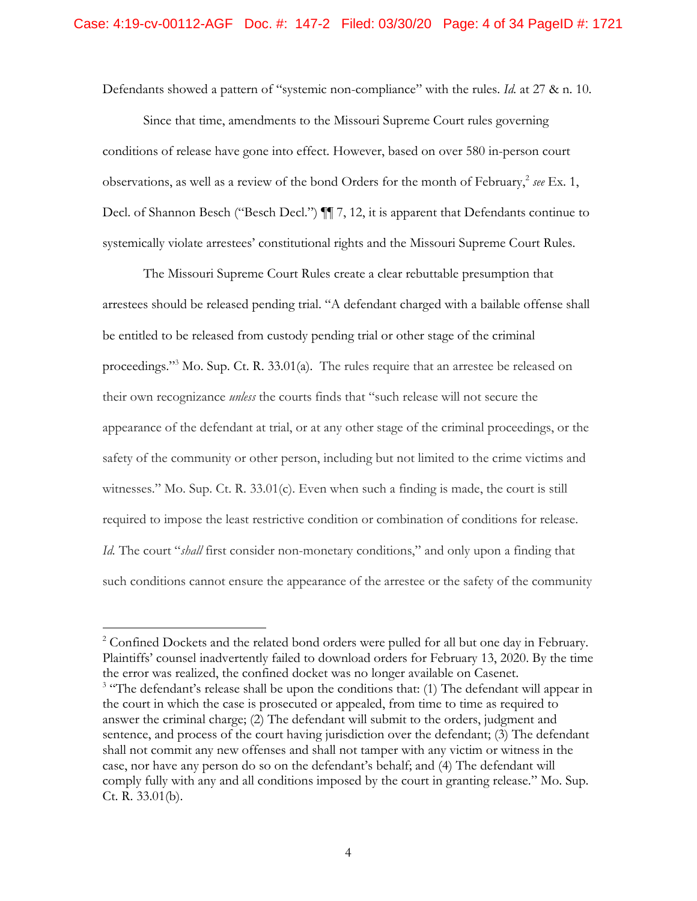Defendants showed a pattern of "systemic non-compliance" with the rules. *Id.* at 27 & n. 10.

Since that time, amendments to the Missouri Supreme Court rules governing conditions of release have gone into effect. However, based on over 580 in-person court observations, as well as a review of the bond Orders for the month of February,[2] *see* Ex. 1, Decl. of Shannon Besch ("Besch Decl.") ¶¶ 7, 12, it is apparent that Defendants continue to systemically violate arrestees' constitutional rights and the Missouri Supreme Court Rules.

The Missouri Supreme Court Rules create a clear rebuttable presumption that arrestees should be released pending trial. "A defendant charged with a bailable offense shall be entitled to be released from custody pending trial or other stage of the criminal proceedings."[3] Mo. Sup. Ct. R. 33.01(a). The rules require that an arrestee be released on their own recognizance *unless* the courts finds that "such release will not secure the appearance of the defendant at trial, or at any other stage of the criminal proceedings, or the safety of the community or other person, including but not limited to the crime victims and witnesses." Mo. Sup. Ct. R. 33.01(c). Even when such a finding is made, the court is still required to impose the least restrictive condition or combination of conditions for release. *Id.* The court "*shall* first consider non-monetary conditions," and only upon a finding that such conditions cannot ensure the appearance of the arrestee or the safety of the community

---

[2] Confined Dockets and the related bond orders were pulled for all but one day in February. Plaintiffs' counsel inadvertently failed to download orders for February 13, 2020. By the time the error was realized, the confined docket was no longer available on Casenet.

[3] "The defendant's release shall be upon the conditions that: (1) The defendant will appear in the court in which the case is prosecuted or appealed, from time to time as required to answer the criminal charge; (2) The defendant will submit to the orders, judgment and sentence, and process of the court having jurisdiction over the defendant; (3) The defendant shall not commit any new offenses and shall not tamper with any victim or witness in the case, nor have any person do so on the defendant's behalf; and (4) The defendant will comply fully with any and all conditions imposed by the court in granting release." Mo. Sup. Ct. R. 33.01(b).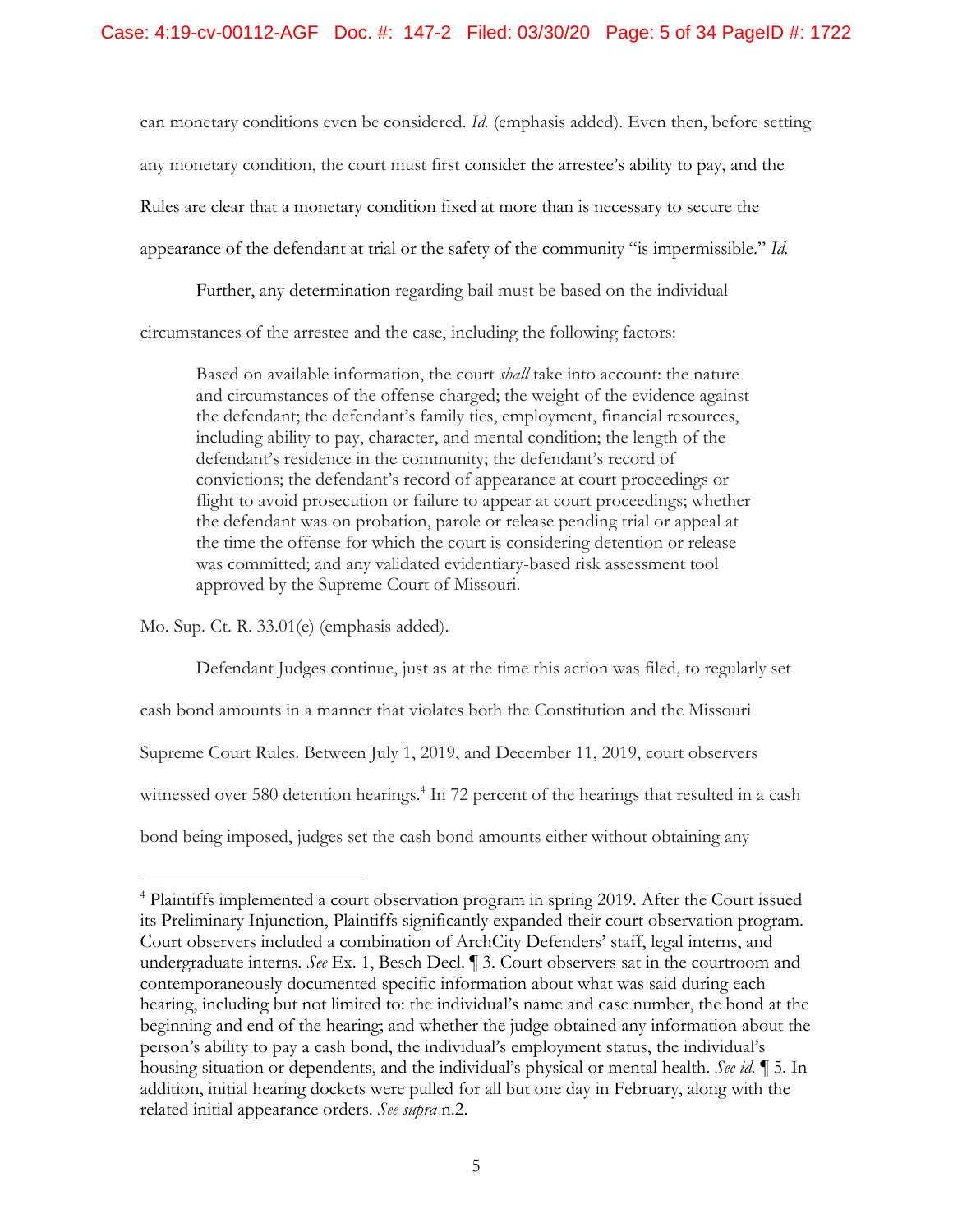can monetary conditions even be considered. *Id.* (emphasis added). Even then, before setting any monetary condition, the court must first consider the arrestee's ability to pay, and the Rules are clear that a monetary condition fixed at more than is necessary to secure the appearance of the defendant at trial or the safety of the community "is impermissible." *Id.*

Further, any determination regarding bail must be based on the individual circumstances of the arrestee and the case, including the following factors:

> Based on available information, the court *shall* take into account: the nature and circumstances of the offense charged; the weight of the evidence against the defendant; the defendant's family ties, employment, financial resources, including ability to pay, character, and mental condition; the length of the defendant's residence in the community; the defendant's record of convictions; the defendant's record of appearance at court proceedings or flight to avoid prosecution or failure to appear at court proceedings; whether the defendant was on probation, parole or release pending trial or appeal at the time the offense for which the court is considering detention or release was committed; and any validated evidentiary-based risk assessment tool approved by the Supreme Court of Missouri.

Mo. Sup. Ct. R. 33.01(e) (emphasis added).

Defendant Judges continue, just as at the time this action was filed, to regularly set cash bond amounts in a manner that violates both the Constitution and the Missouri Supreme Court Rules. Between July 1, 2019, and December 11, 2019, court observers witnessed over 580 detention hearings.[4] In 72 percent of the hearings that resulted in a cash bond being imposed, judges set the cash bond amounts either without obtaining any

---

[4] Plaintiffs implemented a court observation program in spring 2019. After the Court issued its Preliminary Injunction, Plaintiffs significantly expanded their court observation program. Court observers included a combination of ArchCity Defenders' staff, legal interns, and undergraduate interns. *See* Ex. 1, Besch Decl. ¶ 3. Court observers sat in the courtroom and contemporaneously documented specific information about what was said during each hearing, including but not limited to: the individual's name and case number, the bond at the beginning and end of the hearing; and whether the judge obtained any information about the person's ability to pay a cash bond, the individual's employment status, the individual's housing situation or dependents, and the individual's physical or mental health. *See id.* ¶ 5. In addition, initial hearing dockets were pulled for all but one day in February, along with the related initial appearance orders. *See supra* n.2.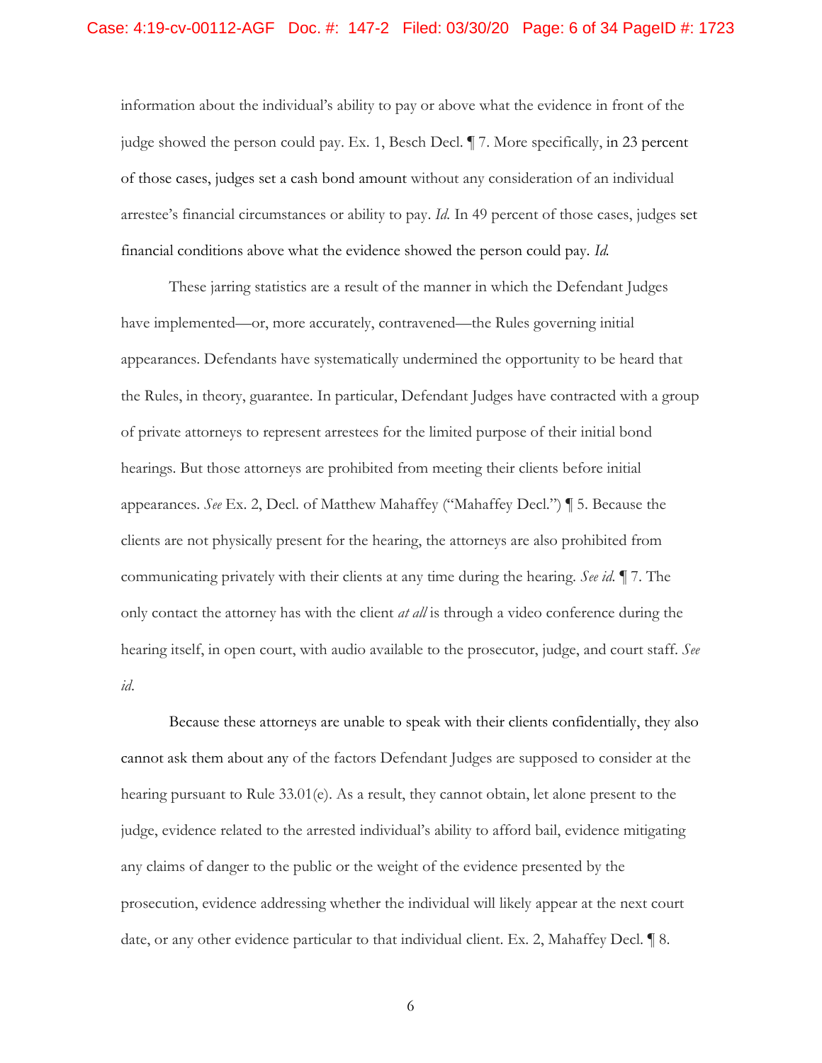information about the individual's ability to pay or above what the evidence in front of the judge showed the person could pay. Ex. 1, Besch Decl. ¶ 7. More specifically, in 23 percent of those cases, judges set a cash bond amount without any consideration of an individual arrestee's financial circumstances or ability to pay. *Id.* In 49 percent of those cases, judges set financial conditions above what the evidence showed the person could pay. *Id.*

These jarring statistics are a result of the manner in which the Defendant Judges have implemented—or, more accurately, contravened—the Rules governing initial appearances. Defendants have systematically undermined the opportunity to be heard that the Rules, in theory, guarantee. In particular, Defendant Judges have contracted with a group of private attorneys to represent arrestees for the limited purpose of their initial bond hearings. But those attorneys are prohibited from meeting their clients before initial appearances. *See* Ex. 2, Decl. of Matthew Mahaffey ("Mahaffey Decl.") ¶ 5. Because the clients are not physically present for the hearing, the attorneys are also prohibited from communicating privately with their clients at any time during the hearing. *See id.* ¶ 7. The only contact the attorney has with the client *at all* is through a video conference during the hearing itself, in open court, with audio available to the prosecutor, judge, and court staff. *See id.*

Because these attorneys are unable to speak with their clients confidentially, they also cannot ask them about any of the factors Defendant Judges are supposed to consider at the hearing pursuant to Rule 33.01(e). As a result, they cannot obtain, let alone present to the judge, evidence related to the arrested individual's ability to afford bail, evidence mitigating any claims of danger to the public or the weight of the evidence presented by the prosecution, evidence addressing whether the individual will likely appear at the next court date, or any other evidence particular to that individual client. Ex. 2, Mahaffey Decl. ¶ 8.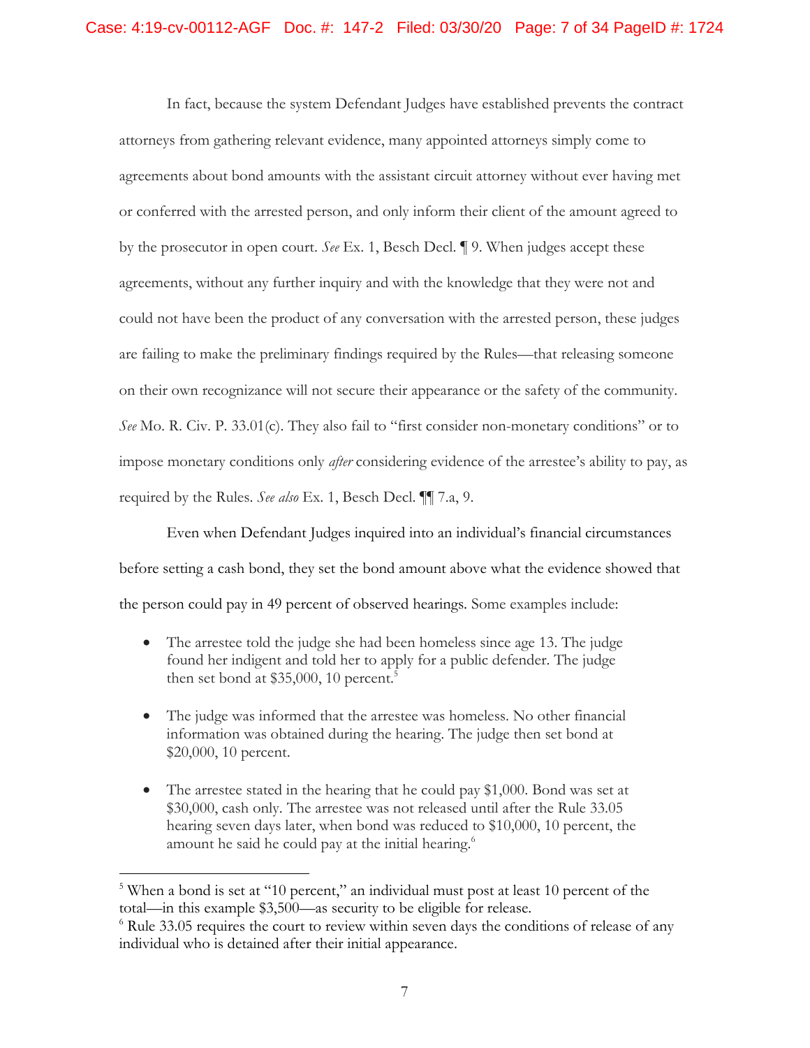In fact, because the system Defendant Judges have established prevents the contract attorneys from gathering relevant evidence, many appointed attorneys simply come to agreements about bond amounts with the assistant circuit attorney without ever having met or conferred with the arrested person, and only inform their client of the amount agreed to by the prosecutor in open court. *See* Ex. 1, Besch Decl. ¶ 9. When judges accept these agreements, without any further inquiry and with the knowledge that they were not and could not have been the product of any conversation with the arrested person, these judges are failing to make the preliminary findings required by the Rules—that releasing someone on their own recognizance will not secure their appearance or the safety of the community. *See* Mo. R. Civ. P. 33.01(c). They also fail to "first consider non-monetary conditions" or to impose monetary conditions only *after* considering evidence of the arrestee's ability to pay, as required by the Rules. *See also* Ex. 1, Besch Decl. ¶¶ 7.a, 9.

Even when Defendant Judges inquired into an individual's financial circumstances before setting a cash bond, they set the bond amount above what the evidence showed that the person could pay in 49 percent of observed hearings. Some examples include:

- The arrestee told the judge she had been homeless since age 13. The judge found her indigent and told her to apply for a public defender. The judge then set bond at $35,000, 10 percent.[5]

- The judge was informed that the arrestee was homeless. No other financial information was obtained during the hearing. The judge then set bond at $20,000, 10 percent.

- The arrestee stated in the hearing that he could pay $1,000. Bond was set at $30,000, cash only. The arrestee was not released until after the Rule 33.05 hearing seven days later, when bond was reduced to $10,000, 10 percent, the amount he said he could pay at the initial hearing.[6]

---

[5] When a bond is set at "10 percent," an individual must post at least 10 percent of the total—in this example $3,500—as security to be eligible for release.

[6] Rule 33.05 requires the court to review within seven days the conditions of release of any individual who is detained after their initial appearance.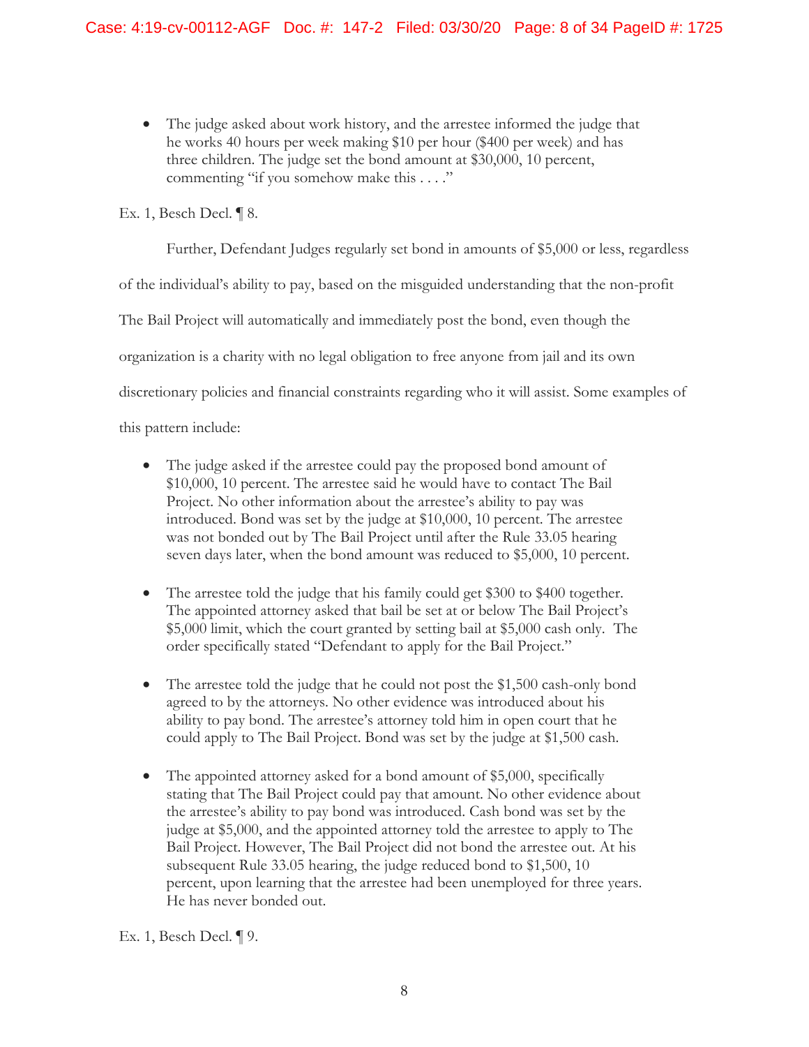- The judge asked about work history, and the arrestee informed the judge that he works 40 hours per week making $10 per hour ($400 per week) and has three children. The judge set the bond amount at $30,000, 10 percent, commenting "if you somehow make this . . . ."

Ex. 1, Besch Decl. ¶ 8.

Further, Defendant Judges regularly set bond in amounts of $5,000 or less, regardless of the individual's ability to pay, based on the misguided understanding that the non-profit The Bail Project will automatically and immediately post the bond, even though the organization is a charity with no legal obligation to free anyone from jail and its own discretionary policies and financial constraints regarding who it will assist. Some examples of this pattern include:

- The judge asked if the arrestee could pay the proposed bond amount of $10,000, 10 percent. The arrestee said he would have to contact The Bail Project. No other information about the arrestee's ability to pay was introduced. Bond was set by the judge at $10,000, 10 percent. The arrestee was not bonded out by The Bail Project until after the Rule 33.05 hearing seven days later, when the bond amount was reduced to $5,000, 10 percent.

- The arrestee told the judge that his family could get $300 to $400 together. The appointed attorney asked that bail be set at or below The Bail Project's $5,000 limit, which the court granted by setting bail at $5,000 cash only. The order specifically stated "Defendant to apply for the Bail Project."

- The arrestee told the judge that he could not post the $1,500 cash-only bond agreed to by the attorneys. No other evidence was introduced about his ability to pay bond. The arrestee's attorney told him in open court that he could apply to The Bail Project. Bond was set by the judge at $1,500 cash.

- The appointed attorney asked for a bond amount of $5,000, specifically stating that The Bail Project could pay that amount. No other evidence about the arrestee's ability to pay bond was introduced. Cash bond was set by the judge at $5,000, and the appointed attorney told the arrestee to apply to The Bail Project. However, The Bail Project did not bond the arrestee out. At his subsequent Rule 33.05 hearing, the judge reduced bond to $1,500, 10 percent, upon learning that the arrestee had been unemployed for three years. He has never bonded out.

Ex. 1, Besch Decl. ¶ 9.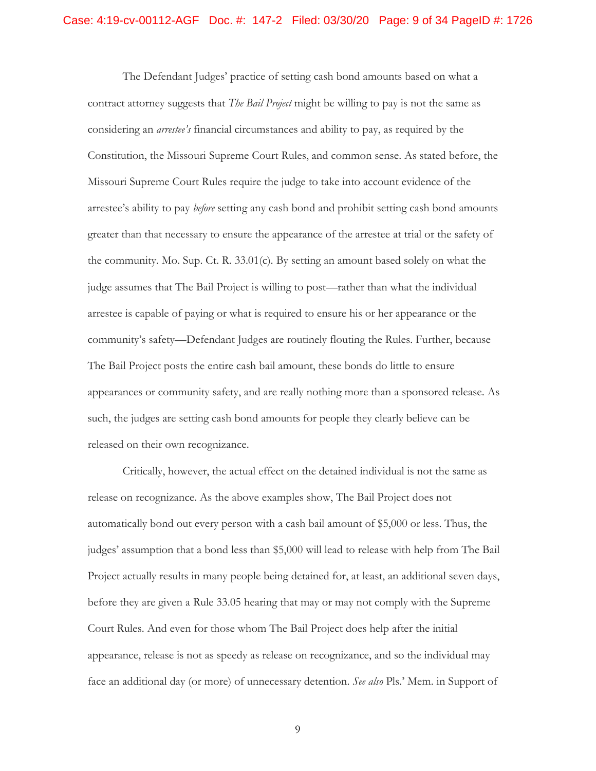The Defendant Judges' practice of setting cash bond amounts based on what a contract attorney suggests that *The Bail Project* might be willing to pay is not the same as considering an *arrestee's* financial circumstances and ability to pay, as required by the Constitution, the Missouri Supreme Court Rules, and common sense. As stated before, the Missouri Supreme Court Rules require the judge to take into account evidence of the arrestee's ability to pay *before* setting any cash bond and prohibit setting cash bond amounts greater than that necessary to ensure the appearance of the arrestee at trial or the safety of the community. Mo. Sup. Ct. R. 33.01(c). By setting an amount based solely on what the judge assumes that The Bail Project is willing to post—rather than what the individual arrestee is capable of paying or what is required to ensure his or her appearance or the community's safety—Defendant Judges are routinely flouting the Rules. Further, because The Bail Project posts the entire cash bail amount, these bonds do little to ensure appearances or community safety, and are really nothing more than a sponsored release. As such, the judges are setting cash bond amounts for people they clearly believe can be released on their own recognizance.

Critically, however, the actual effect on the detained individual is not the same as release on recognizance. As the above examples show, The Bail Project does not automatically bond out every person with a cash bail amount of $5,000 or less. Thus, the judges' assumption that a bond less than $5,000 will lead to release with help from The Bail Project actually results in many people being detained for, at least, an additional seven days, before they are given a Rule 33.05 hearing that may or may not comply with the Supreme Court Rules. And even for those whom The Bail Project does help after the initial appearance, release is not as speedy as release on recognizance, and so the individual may face an additional day (or more) of unnecessary detention. *See also* Pls.' Mem. in Support of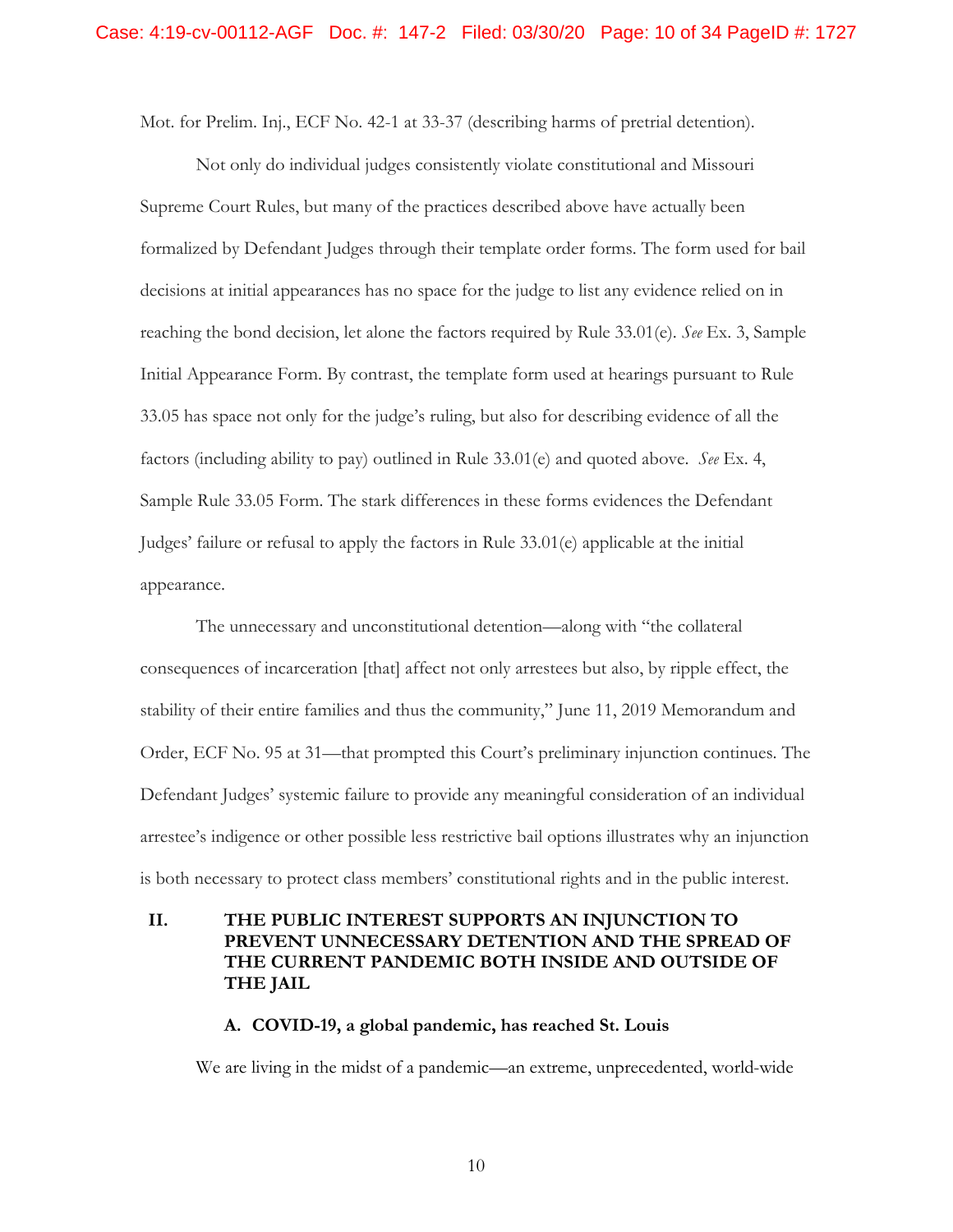Mot. for Prelim. Inj., ECF No. 42-1 at 33-37 (describing harms of pretrial detention).

Not only do individual judges consistently violate constitutional and Missouri Supreme Court Rules, but many of the practices described above have actually been formalized by Defendant Judges through their template order forms. The form used for bail decisions at initial appearances has no space for the judge to list any evidence relied on in reaching the bond decision, let alone the factors required by Rule 33.01(e). *See* Ex. 3, Sample Initial Appearance Form. By contrast, the template form used at hearings pursuant to Rule 33.05 has space not only for the judge's ruling, but also for describing evidence of all the factors (including ability to pay) outlined in Rule 33.01(e) and quoted above. *See* Ex. 4, Sample Rule 33.05 Form. The stark differences in these forms evidences the Defendant Judges' failure or refusal to apply the factors in Rule 33.01(e) applicable at the initial appearance.

The unnecessary and unconstitutional detention—along with "the collateral consequences of incarceration [that] affect not only arrestees but also, by ripple effect, the stability of their entire families and thus the community," June 11, 2019 Memorandum and Order, ECF No. 95 at 31—that prompted this Court's preliminary injunction continues. The Defendant Judges' systemic failure to provide any meaningful consideration of an individual arrestee's indigence or other possible less restrictive bail options illustrates why an injunction is both necessary to protect class members' constitutional rights and in the public interest.

## II. THE PUBLIC INTEREST SUPPORTS AN INJUNCTION TO PREVENT UNNECESSARY DETENTION AND THE SPREAD OF THE CURRENT PANDEMIC BOTH INSIDE AND OUTSIDE OF THE JAIL

### A. COVID-19, a global pandemic, has reached St. Louis

We are living in the midst of a pandemic—an extreme, unprecedented, world-wide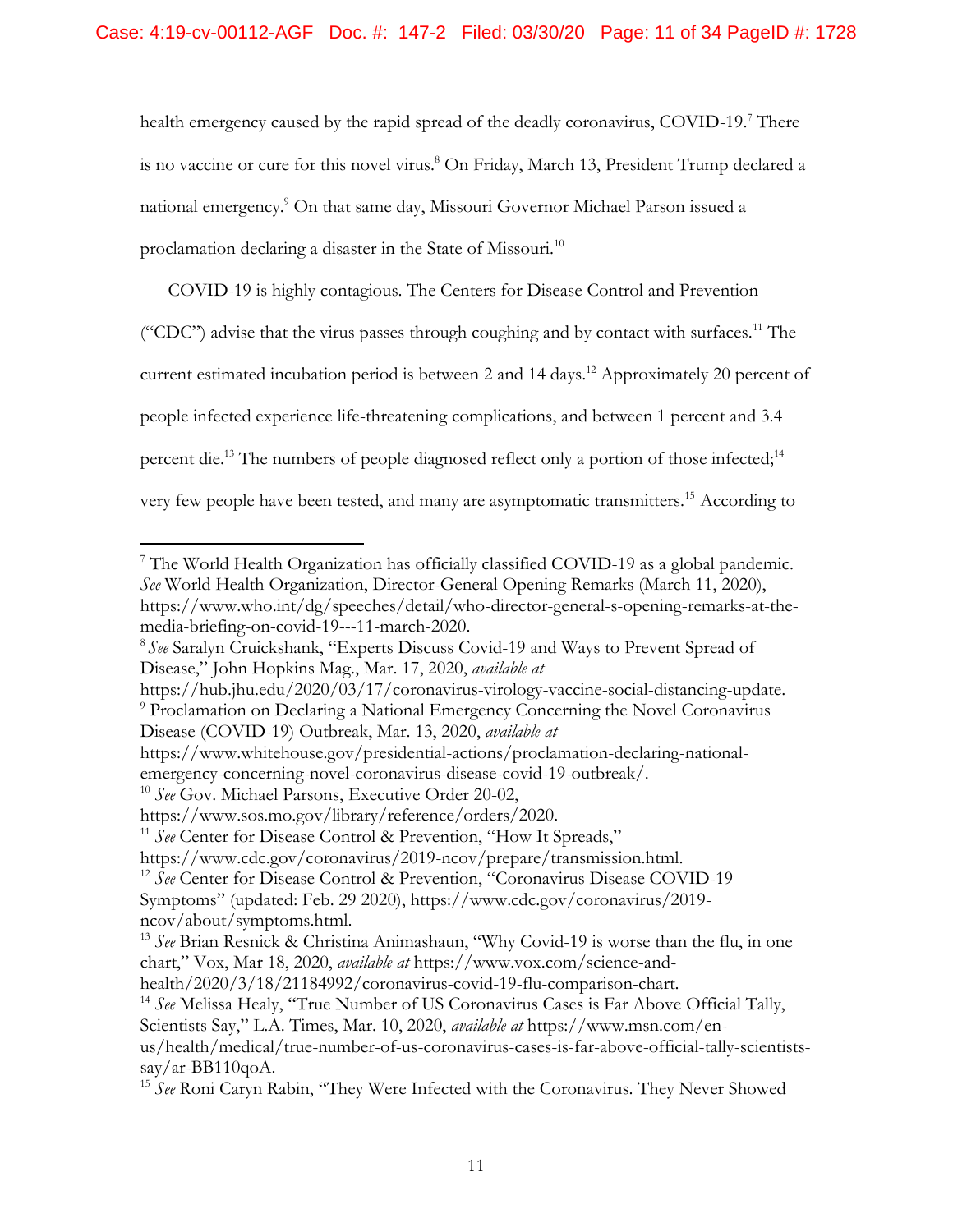health emergency caused by the rapid spread of the deadly coronavirus, COVID-19.[7] There is no vaccine or cure for this novel virus.[8] On Friday, March 13, President Trump declared a national emergency.[9] On that same day, Missouri Governor Michael Parson issued a proclamation declaring a disaster in the State of Missouri.[10]

COVID-19 is highly contagious. The Centers for Disease Control and Prevention ("CDC") advise that the virus passes through coughing and by contact with surfaces.[11] The current estimated incubation period is between 2 and 14 days.[12] Approximately 20 percent of people infected experience life-threatening complications, and between 1 percent and 3.4 percent die.[13] The numbers of people diagnosed reflect only a portion of those infected;[14] very few people have been tested, and many are asymptomatic transmitters.[15] According to

---

[7] The World Health Organization has officially classified COVID-19 as a global pandemic. *See* World Health Organization, Director-General Opening Remarks (March 11, 2020), https://www.who.int/dg/speeches/detail/who-director-general-s-opening-remarks-at-the-media-briefing-on-covid-19---11-march-2020.

[8] *See* Saralyn Cruickshank, "Experts Discuss Covid-19 and Ways to Prevent Spread of Disease," John Hopkins Mag., Mar. 17, 2020, *available at* https://hub.jhu.edu/2020/03/17/coronavirus-virology-vaccine-social-distancing-update.

[9] Proclamation on Declaring a National Emergency Concerning the Novel Coronavirus Disease (COVID-19) Outbreak, Mar. 13, 2020, *available at* https://www.whitehouse.gov/presidential-actions/proclamation-declaring-national-emergency-concerning-novel-coronavirus-disease-covid-19-outbreak/.

[10] *See* Gov. Michael Parsons, Executive Order 20-02, https://www.sos.mo.gov/library/reference/orders/2020.

[11] *See* Center for Disease Control & Prevention, "How It Spreads," https://www.cdc.gov/coronavirus/2019-ncov/prepare/transmission.html.

[12] *See* Center for Disease Control & Prevention, "Coronavirus Disease COVID-19 Symptoms" (updated: Feb. 29 2020), https://www.cdc.gov/coronavirus/2019-ncov/about/symptoms.html.

[13] *See* Brian Resnick & Christina Animashaun, "Why Covid-19 is worse than the flu, in one chart," Vox, Mar 18, 2020, *available at* https://www.vox.com/science-and-health/2020/3/18/21184992/coronavirus-covid-19-flu-comparison-chart.

[14] *See* Melissa Healy, "True Number of US Coronavirus Cases is Far Above Official Tally, Scientists Say," L.A. Times, Mar. 10, 2020, *available at* https://www.msn.com/en-us/health/medical/true-number-of-us-coronavirus-cases-is-far-above-official-tally-scientists-say/ar-BB110qoA.

[15] *See* Roni Caryn Rabin, "They Were Infected with the Coronavirus. They Never Showed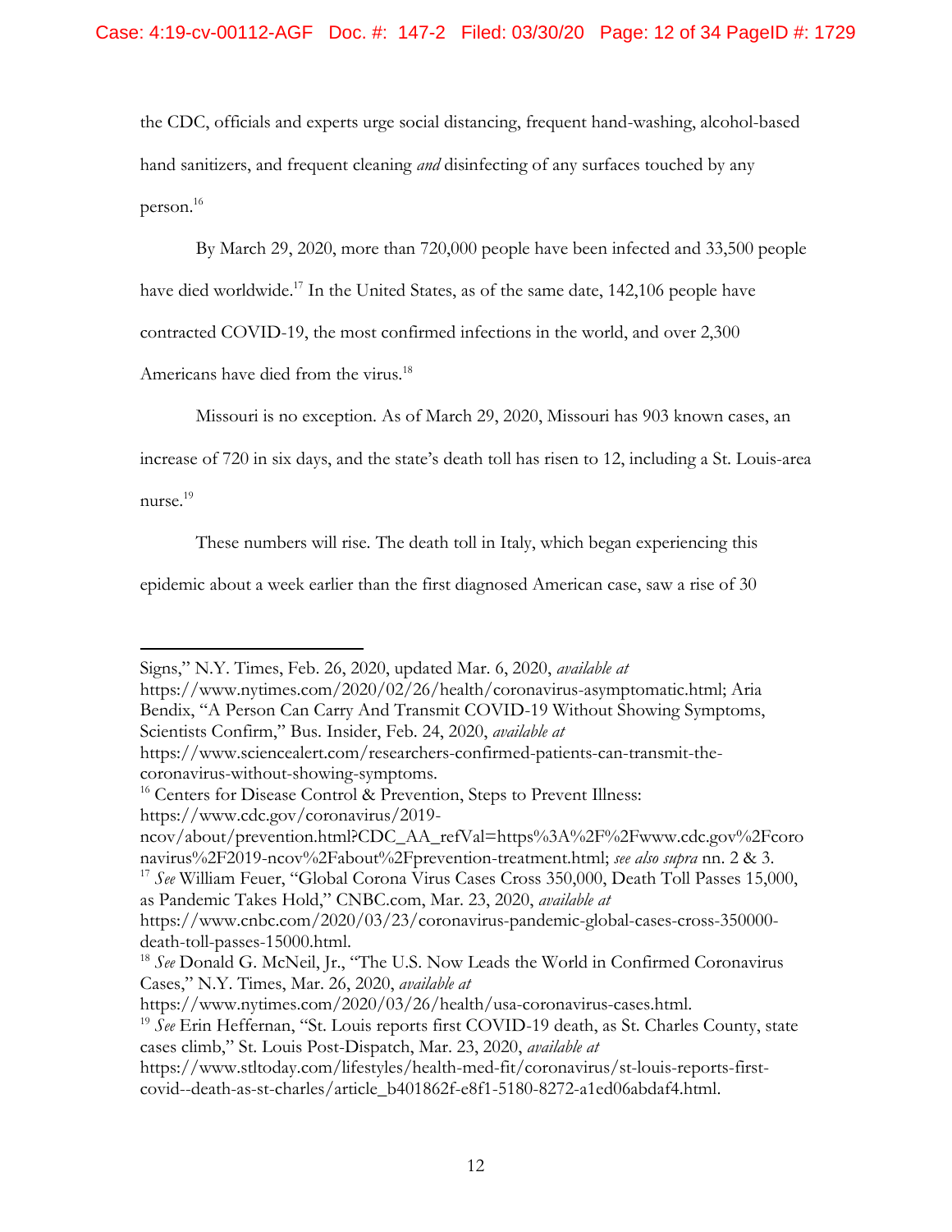the CDC, officials and experts urge social distancing, frequent hand-washing, alcohol-based hand sanitizers, and frequent cleaning *and* disinfecting of any surfaces touched by any person.[16]

By March 29, 2020, more than 720,000 people have been infected and 33,500 people have died worldwide.[17] In the United States, as of the same date, 142,106 people have contracted COVID-19, the most confirmed infections in the world, and over 2,300 Americans have died from the virus.[18]

Missouri is no exception. As of March 29, 2020, Missouri has 903 known cases, an increase of 720 in six days, and the state's death toll has risen to 12, including a St. Louis-area nurse.[19]

These numbers will rise. The death toll in Italy, which began experiencing this epidemic about a week earlier than the first diagnosed American case, saw a rise of 30

---

Signs," N.Y. Times, Feb. 26, 2020, updated Mar. 6, 2020, *available at* https://www.nytimes.com/2020/02/26/health/coronavirus-asymptomatic.html; Aria Bendix, "A Person Can Carry And Transmit COVID-19 Without Showing Symptoms, Scientists Confirm," Bus. Insider, Feb. 24, 2020, *available at* https://www.sciencealert.com/researchers-confirmed-patients-can-transmit-the-coronavirus-without-showing-symptoms.

[16] Centers for Disease Control & Prevention, Steps to Prevent Illness: https://www.cdc.gov/coronavirus/2019-ncov/about/prevention.html?CDC_AA_refVal=https%3A%2F%2Fwww.cdc.gov%2Fcoronavirus%2F2019-ncov%2Fabout%2Fprevention-treatment.html; *see also supra* nn. 2 & 3.

[17] *See* William Feuer, "Global Corona Virus Cases Cross 350,000, Death Toll Passes 15,000, as Pandemic Takes Hold," CNBC.com, Mar. 23, 2020, *available at* https://www.cnbc.com/2020/03/23/coronavirus-pandemic-global-cases-cross-350000-death-toll-passes-15000.html.

[18] *See* Donald G. McNeil, Jr., "The U.S. Now Leads the World in Confirmed Coronavirus Cases," N.Y. Times, Mar. 26, 2020, *available at* https://www.nytimes.com/2020/03/26/health/usa-coronavirus-cases.html.

[19] *See* Erin Heffernan, "St. Louis reports first COVID-19 death, as St. Charles County, state cases climb," St. Louis Post-Dispatch, Mar. 23, 2020, *available at* https://www.stltoday.com/lifestyles/health-med-fit/coronavirus/st-louis-reports-first-covid--death-as-st-charles/article_b401862f-e8f1-5180-8272-a1ed06abdaf4.html.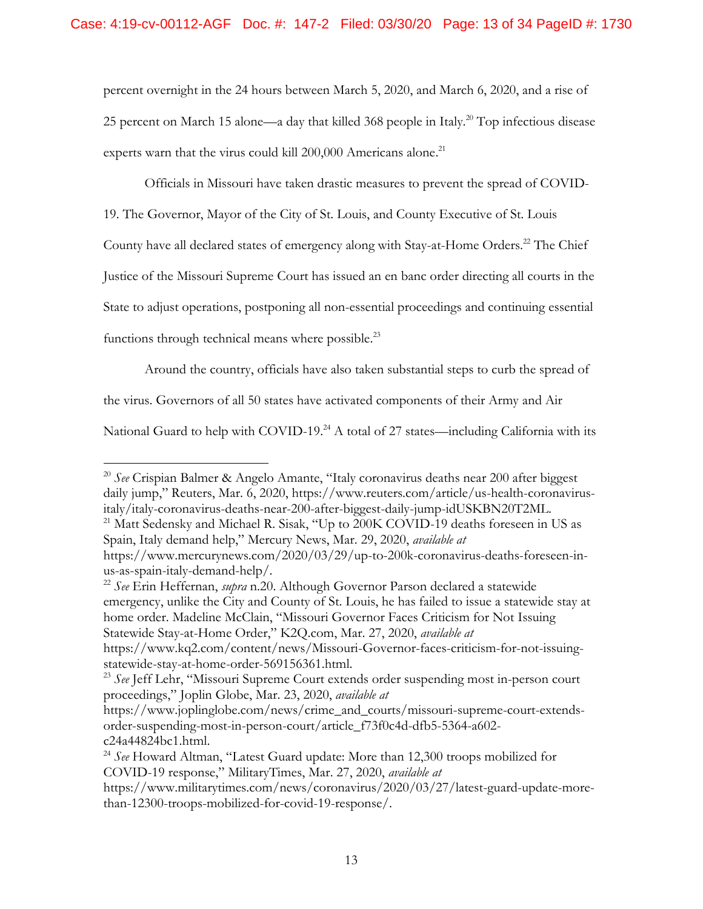percent overnight in the 24 hours between March 5, 2020, and March 6, 2020, and a rise of 25 percent on March 15 alone—a day that killed 368 people in Italy.[20] Top infectious disease experts warn that the virus could kill 200,000 Americans alone.[21]

Officials in Missouri have taken drastic measures to prevent the spread of COVID-19. The Governor, Mayor of the City of St. Louis, and County Executive of St. Louis County have all declared states of emergency along with Stay-at-Home Orders.[22] The Chief Justice of the Missouri Supreme Court has issued an en banc order directing all courts in the State to adjust operations, postponing all non-essential proceedings and continuing essential functions through technical means where possible.[23]

Around the country, officials have also taken substantial steps to curb the spread of the virus. Governors of all 50 states have activated components of their Army and Air National Guard to help with COVID-19.[24] A total of 27 states—including California with its

---

[20] *See* Crispian Balmer & Angelo Amante, "Italy coronavirus deaths near 200 after biggest daily jump," Reuters, Mar. 6, 2020, https://www.reuters.com/article/us-health-coronavirus-italy/italy-coronavirus-deaths-near-200-after-biggest-daily-jump-idUSKBN20T2ML.

[21] Matt Sedensky and Michael R. Sisak, "Up to 200K COVID-19 deaths foreseen in US as Spain, Italy demand help," Mercury News, Mar. 29, 2020, *available at* https://www.mercurynews.com/2020/03/29/up-to-200k-coronavirus-deaths-foreseen-in-us-as-spain-italy-demand-help/.

[22] *See* Erin Heffernan, *supra* n.20. Although Governor Parson declared a statewide emergency, unlike the City and County of St. Louis, he has failed to issue a statewide stay at home order. Madeline McClain, "Missouri Governor Faces Criticism for Not Issuing Statewide Stay-at-Home Order," K2Q.com, Mar. 27, 2020, *available at* https://www.kq2.com/content/news/Missouri-Governor-faces-criticism-for-not-issuing-statewide-stay-at-home-order-569156361.html.

[23] *See* Jeff Lehr, "Missouri Supreme Court extends order suspending most in-person court proceedings," Joplin Globe, Mar. 23, 2020, *available at* https://www.joplinglobe.com/news/crime_and_courts/missouri-supreme-court-extends-order-suspending-most-in-person-court/article_f73f0c4d-dfb5-5364-a602-c24a44824bc1.html.

[24] *See* Howard Altman, "Latest Guard update: More than 12,300 troops mobilized for COVID-19 response," MilitaryTimes, Mar. 27, 2020, *available at* https://www.militarytimes.com/news/coronavirus/2020/03/27/latest-guard-update-more-than-12300-troops-mobilized-for-covid-19-response/.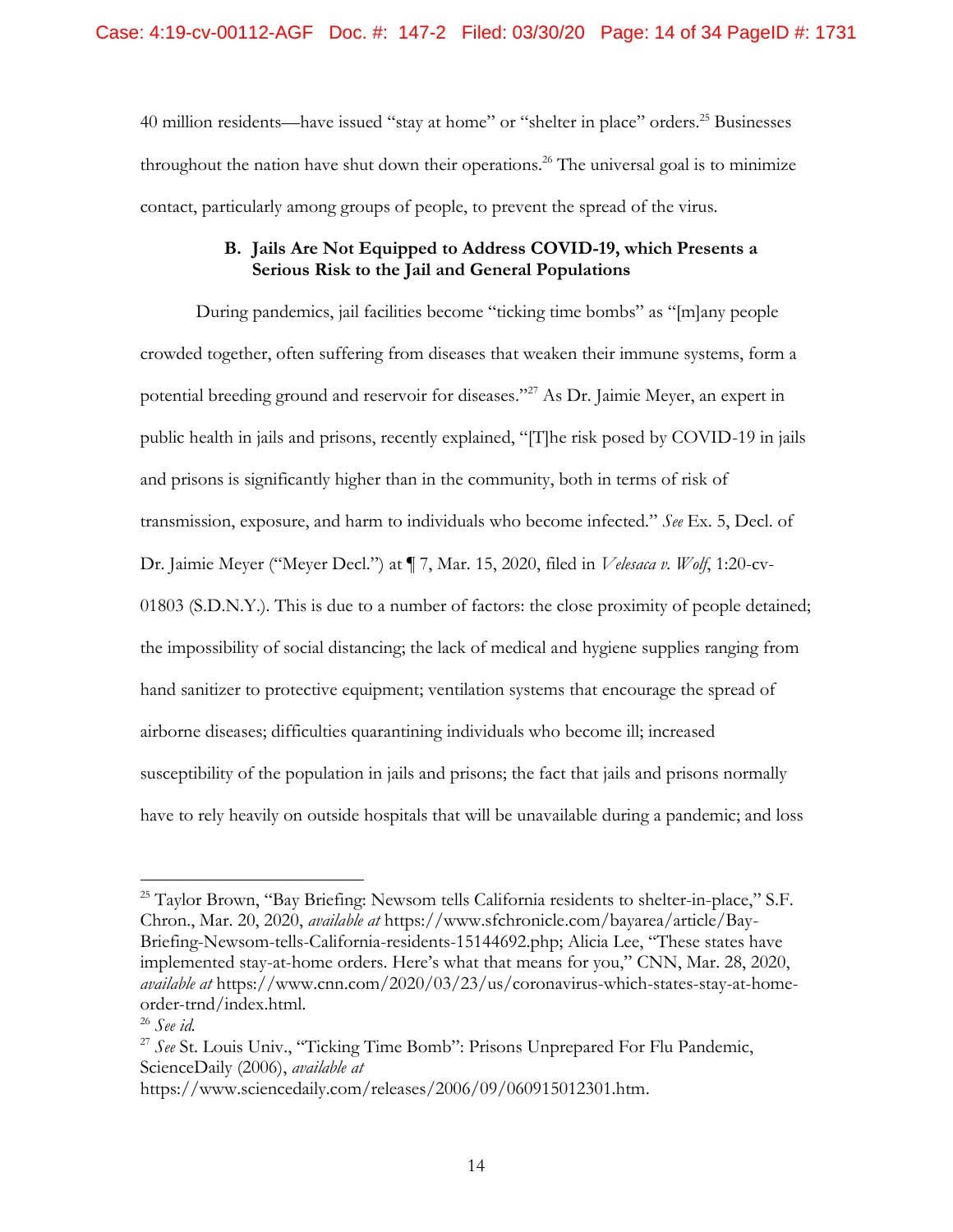40 million residents—have issued "stay at home" or "shelter in place" orders.[25] Businesses throughout the nation have shut down their operations.[26] The universal goal is to minimize contact, particularly among groups of people, to prevent the spread of the virus.

### B. Jails Are Not Equipped to Address COVID-19, which Presents a Serious Risk to the Jail and General Populations

During pandemics, jail facilities become "ticking time bombs" as "[m]any people crowded together, often suffering from diseases that weaken their immune systems, form a potential breeding ground and reservoir for diseases."[27] As Dr. Jaimie Meyer, an expert in public health in jails and prisons, recently explained, "[T]he risk posed by COVID-19 in jails and prisons is significantly higher than in the community, both in terms of risk of transmission, exposure, and harm to individuals who become infected." *See* Ex. 5, Decl. of Dr. Jaimie Meyer ("Meyer Decl.") at ¶ 7, Mar. 15, 2020, filed in *Velesaca v. Wolf*, 1:20-cv-01803 (S.D.N.Y.). This is due to a number of factors: the close proximity of people detained; the impossibility of social distancing; the lack of medical and hygiene supplies ranging from hand sanitizer to protective equipment; ventilation systems that encourage the spread of airborne diseases; difficulties quarantining individuals who become ill; increased susceptibility of the population in jails and prisons; the fact that jails and prisons normally have to rely heavily on outside hospitals that will be unavailable during a pandemic; and loss

---

[25] Taylor Brown, "Bay Briefing: Newsom tells California residents to shelter-in-place," S.F. Chron., Mar. 20, 2020, *available at* https://www.sfchronicle.com/bayarea/article/Bay-Briefing-Newsom-tells-California-residents-15144692.php; Alicia Lee, "These states have implemented stay-at-home orders. Here's what that means for you," CNN, Mar. 28, 2020, *available at* https://www.cnn.com/2020/03/23/us/coronavirus-which-states-stay-at-home-order-trnd/index.html.

[26] *See id.*

[27] *See* St. Louis Univ., "Ticking Time Bomb": Prisons Unprepared For Flu Pandemic, ScienceDaily (2006), *available at* https://www.sciencedaily.com/releases/2006/09/060915012301.htm.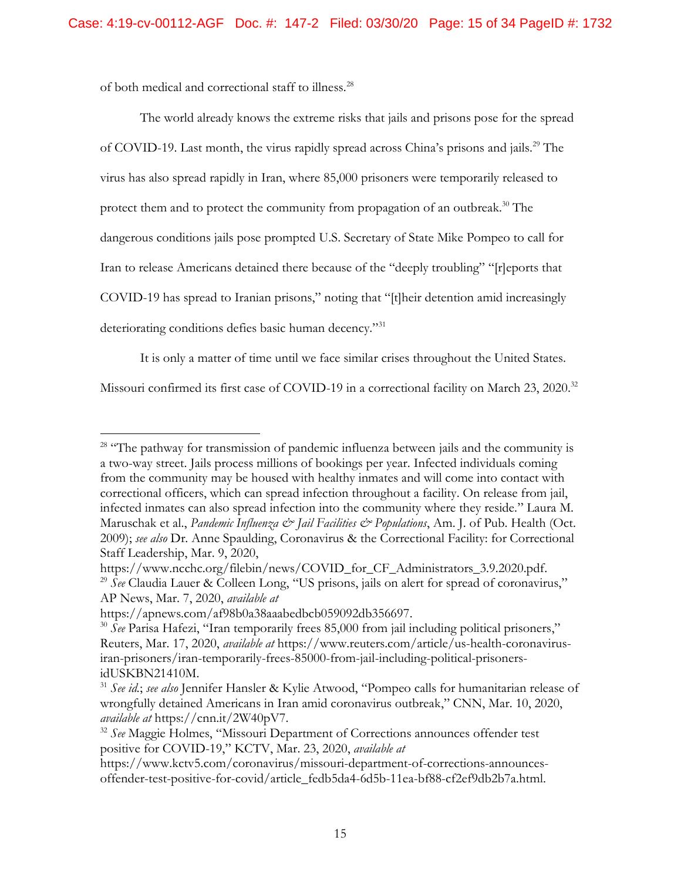of both medical and correctional staff to illness.[28]

The world already knows the extreme risks that jails and prisons pose for the spread of COVID-19. Last month, the virus rapidly spread across China's prisons and jails.[29] The virus has also spread rapidly in Iran, where 85,000 prisoners were temporarily released to protect them and to protect the community from propagation of an outbreak.[30] The dangerous conditions jails pose prompted U.S. Secretary of State Mike Pompeo to call for Iran to release Americans detained there because of the "deeply troubling" "[r]eports that COVID-19 has spread to Iranian prisons," noting that "[t]heir detention amid increasingly deteriorating conditions defies basic human decency."[31]

It is only a matter of time until we face similar crises throughout the United States. Missouri confirmed its first case of COVID-19 in a correctional facility on March 23, 2020.[32]

---

[28] "The pathway for transmission of pandemic influenza between jails and the community is a two-way street. Jails process millions of bookings per year. Infected individuals coming from the community may be housed with healthy inmates and will come into contact with correctional officers, which can spread infection throughout a facility. On release from jail, infected inmates can also spread infection into the community where they reside." Laura M. Maruschak et al., *Pandemic Influenza & Jail Facilities & Populations*, Am. J. of Pub. Health (Oct. 2009); *see also* Dr. Anne Spaulding, Coronavirus & the Correctional Facility: for Correctional Staff Leadership, Mar. 9, 2020, https://www.ncchc.org/filebin/news/COVID_for_CF_Administrators_3.9.2020.pdf.

[29] *See* Claudia Lauer & Colleen Long, "US prisons, jails on alert for spread of coronavirus," AP News, Mar. 7, 2020, *available at* https://apnews.com/af98b0a38aaabedbcb059092db356697.

[30] *See* Parisa Hafezi, "Iran temporarily frees 85,000 from jail including political prisoners," Reuters, Mar. 17, 2020, *available at* https://www.reuters.com/article/us-health-coronavirus-iran-prisoners/iran-temporarily-frees-85000-from-jail-including-political-prisoners-idUSKBN21410M.

[31] *See id.*; *see also* Jennifer Hansler & Kylie Atwood, "Pompeo calls for humanitarian release of wrongfully detained Americans in Iran amid coronavirus outbreak," CNN, Mar. 10, 2020, *available at* https://cnn.it/2W40pV7.

[32] *See* Maggie Holmes, "Missouri Department of Corrections announces offender test positive for COVID-19," KCTV, Mar. 23, 2020, *available at* https://www.kctv5.com/coronavirus/missouri-department-of-corrections-announces-offender-test-positive-for-covid/article_fedb5da4-6d5b-11ea-bf88-cf2ef9db2b7a.html.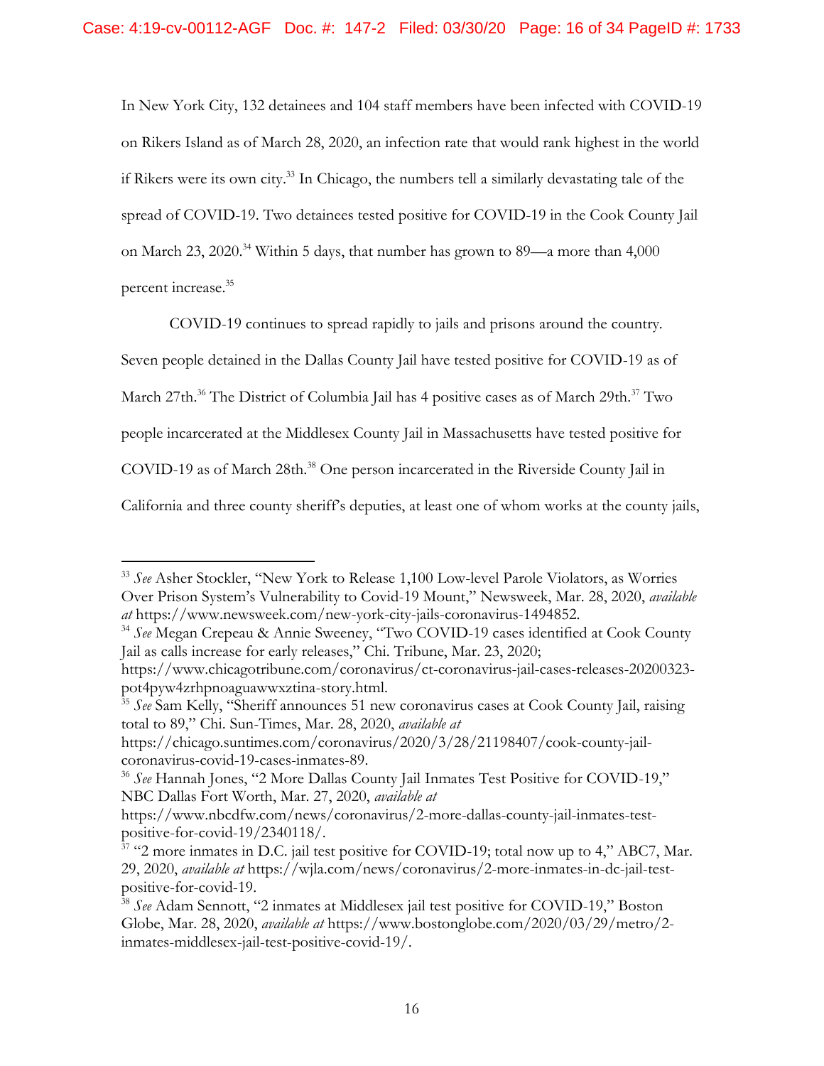In New York City, 132 detainees and 104 staff members have been infected with COVID-19 on Rikers Island as of March 28, 2020, an infection rate that would rank highest in the world if Rikers were its own city.[33] In Chicago, the numbers tell a similarly devastating tale of the spread of COVID-19. Two detainees tested positive for COVID-19 in the Cook County Jail on March 23, 2020.[34] Within 5 days, that number has grown to 89—a more than 4,000 percent increase.[35]

COVID-19 continues to spread rapidly to jails and prisons around the country. Seven people detained in the Dallas County Jail have tested positive for COVID-19 as of March 27th.[36] The District of Columbia Jail has 4 positive cases as of March 29th.[37] Two people incarcerated at the Middlesex County Jail in Massachusetts have tested positive for COVID-19 as of March 28th.[38] One person incarcerated in the Riverside County Jail in California and three county sheriff's deputies, at least one of whom works at the county jails,

---

[33] *See* Asher Stockler, "New York to Release 1,100 Low-level Parole Violators, as Worries Over Prison System's Vulnerability to Covid-19 Mount," Newsweek, Mar. 28, 2020, *available at* https://www.newsweek.com/new-york-city-jails-coronavirus-1494852.

[34] *See* Megan Crepeau & Annie Sweeney, "Two COVID-19 cases identified at Cook County Jail as calls increase for early releases," Chi. Tribune, Mar. 23, 2020; https://www.chicagotribune.com/coronavirus/ct-coronavirus-jail-cases-releases-20200323-pot4pyw4zrhpnoaguawwxztina-story.html.

[35] *See* Sam Kelly, "Sheriff announces 51 new coronavirus cases at Cook County Jail, raising total to 89," Chi. Sun-Times, Mar. 28, 2020, *available at* https://chicago.suntimes.com/coronavirus/2020/3/28/21198407/cook-county-jail-coronavirus-covid-19-cases-inmates-89.

[36] *See* Hannah Jones, "2 More Dallas County Jail Inmates Test Positive for COVID-19," NBC Dallas Fort Worth, Mar. 27, 2020, *available at* https://www.nbcdfw.com/news/coronavirus/2-more-dallas-county-jail-inmates-test-positive-for-covid-19/2340118/.

[37] "2 more inmates in D.C. jail test positive for COVID-19; total now up to 4," ABC7, Mar. 29, 2020, *available at* https://wjla.com/news/coronavirus/2-more-inmates-in-dc-jail-test-positive-for-covid-19.

[38] *See* Adam Sennott, "2 inmates at Middlesex jail test positive for COVID-19," Boston Globe, Mar. 28, 2020, *available at* https://www.bostonglobe.com/2020/03/29/metro/2-inmates-middlesex-jail-test-positive-covid-19/.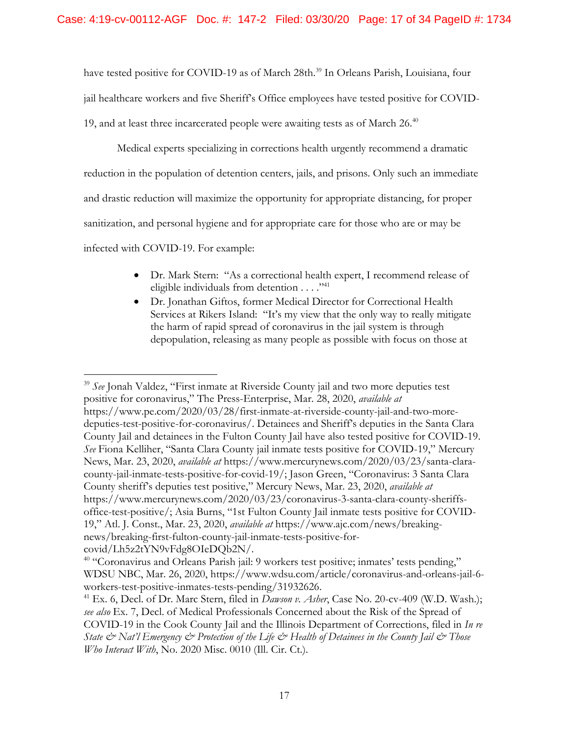have tested positive for COVID-19 as of March 28th.[39] In Orleans Parish, Louisiana, four jail healthcare workers and five Sheriff's Office employees have tested positive for COVID-19, and at least three incarcerated people were awaiting tests as of March 26.[40]

Medical experts specializing in corrections health urgently recommend a dramatic reduction in the population of detention centers, jails, and prisons. Only such an immediate and drastic reduction will maximize the opportunity for appropriate distancing, for proper sanitization, and personal hygiene and for appropriate care for those who are or may be infected with COVID-19. For example:

- Dr. Mark Stern: "As a correctional health expert, I recommend release of eligible individuals from detention . . . ."[41]
- Dr. Jonathan Giftos, former Medical Director for Correctional Health Services at Rikers Island: "It's my view that the only way to really mitigate the harm of rapid spread of coronavirus in the jail system is through depopulation, releasing as many people as possible with focus on those at

---

[39] *See* Jonah Valdez, "First inmate at Riverside County jail and two more deputies test positive for coronavirus," The Press-Enterprise, Mar. 28, 2020, *available at* https://www.pe.com/2020/03/28/first-inmate-at-riverside-county-jail-and-two-more-deputies-test-positive-for-coronavirus/. Detainees and Sheriff's deputies in the Santa Clara County Jail and detainees in the Fulton County Jail have also tested positive for COVID-19. *See* Fiona Kelliher, "Santa Clara County jail inmate tests positive for COVID-19," Mercury News, Mar. 23, 2020, *available at* https://www.mercurynews.com/2020/03/23/santa-clara-county-jail-inmate-tests-positive-for-covid-19/; Jason Green, "Coronavirus: 3 Santa Clara County sheriff's deputies test positive," Mercury News, Mar. 23, 2020, *available at* https://www.mercurynews.com/2020/03/23/coronavirus-3-santa-clara-county-sheriffs-office-test-positive/; Asia Burns, "1st Fulton County Jail inmate tests positive for COVID-19," Atl. J. Const., Mar. 23, 2020, *available at* https://www.ajc.com/news/breaking-news/breaking-first-fulton-county-jail-inmate-tests-positive-for-covid/Lh5z2tYN9vFdg8OIeDQb2N/.

[40] "Coronavirus and Orleans Parish jail: 9 workers test positive; inmates' tests pending," WDSU NBC, Mar. 26, 2020, https://www.wdsu.com/article/coronavirus-and-orleans-jail-6-workers-test-positive-inmates-tests-pending/31932626.

[41] Ex. 6, Decl. of Dr. Marc Stern, filed in *Dawson v. Asher*, Case No. 20-cv-409 (W.D. Wash.); *see also* Ex. 7, Decl. of Medical Professionals Concerned about the Risk of the Spread of COVID-19 in the Cook County Jail and the Illinois Department of Corrections, filed in *In re State & Nat'l Emergency & Protection of the Life & Health of Detainees in the County Jail & Those Who Interact With*, No. 2020 Misc. 0010 (Ill. Cir. Ct.).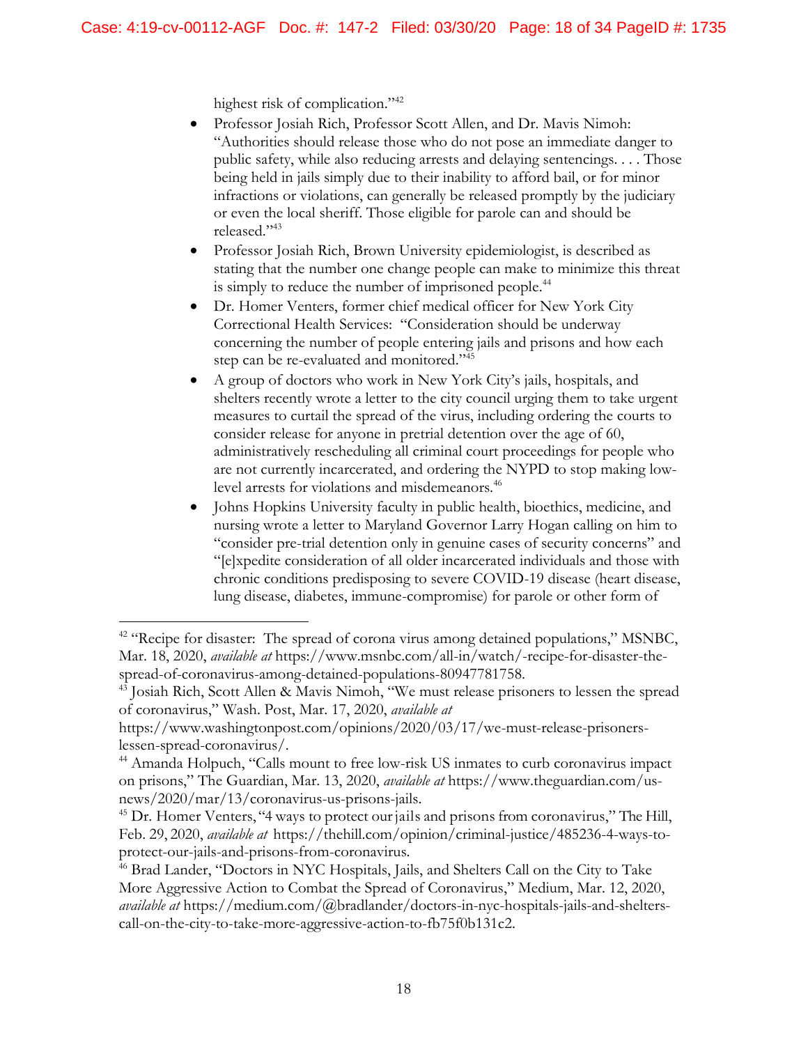highest risk of complication."[42]

- Professor Josiah Rich, Professor Scott Allen, and Dr. Mavis Nimoh: "Authorities should release those who do not pose an immediate danger to public safety, while also reducing arrests and delaying sentencings. . . . Those being held in jails simply due to their inability to afford bail, or for minor infractions or violations, can generally be released promptly by the judiciary or even the local sheriff. Those eligible for parole can and should be released."[43]
- Professor Josiah Rich, Brown University epidemiologist, is described as stating that the number one change people can make to minimize this threat is simply to reduce the number of imprisoned people.[44]
- Dr. Homer Venters, former chief medical officer for New York City Correctional Health Services: "Consideration should be underway concerning the number of people entering jails and prisons and how each step can be re-evaluated and monitored."[45]
- A group of doctors who work in New York City's jails, hospitals, and shelters recently wrote a letter to the city council urging them to take urgent measures to curtail the spread of the virus, including ordering the courts to consider release for anyone in pretrial detention over the age of 60, administratively rescheduling all criminal court proceedings for people who are not currently incarcerated, and ordering the NYPD to stop making low-level arrests for violations and misdemeanors.[46]
- Johns Hopkins University faculty in public health, bioethics, medicine, and nursing wrote a letter to Maryland Governor Larry Hogan calling on him to "consider pre-trial detention only in genuine cases of security concerns" and "[e]xpedite consideration of all older incarcerated individuals and those with chronic conditions predisposing to severe COVID-19 disease (heart disease, lung disease, diabetes, immune-compromise) for parole or other form of

---

[42] "Recipe for disaster: The spread of corona virus among detained populations," MSNBC, Mar. 18, 2020, *available at* https://www.msnbc.com/all-in/watch/-recipe-for-disaster-the-spread-of-coronavirus-among-detained-populations-80947781758.

[43] Josiah Rich, Scott Allen & Mavis Nimoh, "We must release prisoners to lessen the spread of coronavirus," Wash. Post, Mar. 17, 2020, *available at* https://www.washingtonpost.com/opinions/2020/03/17/we-must-release-prisoners-lessen-spread-coronavirus/.

[44] Amanda Holpuch, "Calls mount to free low-risk US inmates to curb coronavirus impact on prisons," The Guardian, Mar. 13, 2020, *available at* https://www.theguardian.com/us-news/2020/mar/13/coronavirus-us-prisons-jails.

[45] Dr. Homer Venters, "4 ways to protect our jails and prisons from coronavirus," The Hill, Feb. 29, 2020, *available at* https://thehill.com/opinion/criminal-justice/485236-4-ways-to-protect-our-jails-and-prisons-from-coronavirus.

[46] Brad Lander, "Doctors in NYC Hospitals, Jails, and Shelters Call on the City to Take More Aggressive Action to Combat the Spread of Coronavirus," Medium, Mar. 12, 2020, *available at* https://medium.com/@bradlander/doctors-in-nyc-hospitals-jails-and-shelters-call-on-the-city-to-take-more-aggressive-action-to-fb75f0b131c2.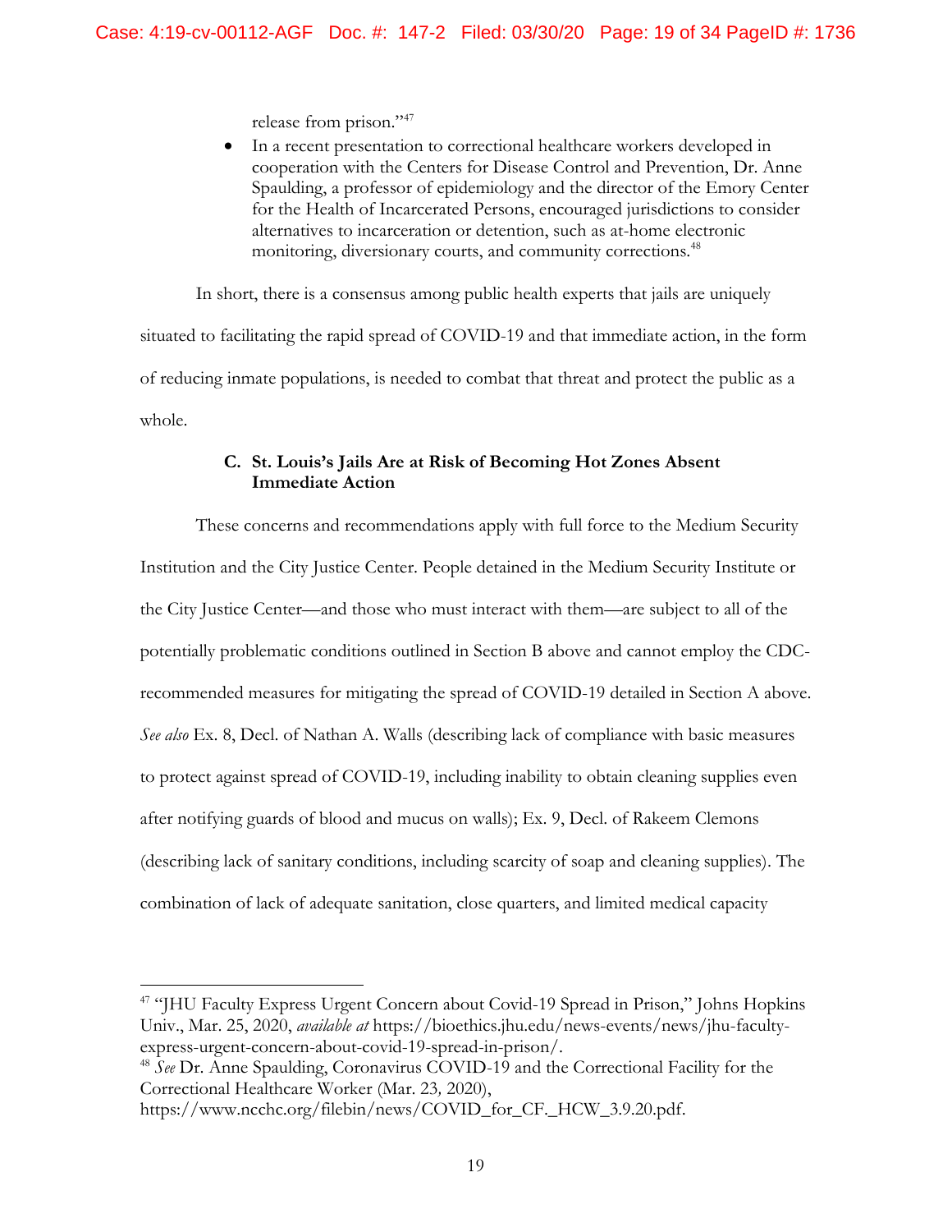release from prison."[47]

- In a recent presentation to correctional healthcare workers developed in cooperation with the Centers for Disease Control and Prevention, Dr. Anne Spaulding, a professor of epidemiology and the director of the Emory Center for the Health of Incarcerated Persons, encouraged jurisdictions to consider alternatives to incarceration or detention, such as at-home electronic monitoring, diversionary courts, and community corrections.[48]

In short, there is a consensus among public health experts that jails are uniquely situated to facilitating the rapid spread of COVID-19 and that immediate action, in the form of reducing inmate populations, is needed to combat that threat and protect the public as a whole.

### C. St. Louis's Jails Are at Risk of Becoming Hot Zones Absent Immediate Action

These concerns and recommendations apply with full force to the Medium Security Institution and the City Justice Center. People detained in the Medium Security Institute or the City Justice Center—and those who must interact with them—are subject to all of the potentially problematic conditions outlined in Section B above and cannot employ the CDC-recommended measures for mitigating the spread of COVID-19 detailed in Section A above. *See also* Ex. 8, Decl. of Nathan A. Walls (describing lack of compliance with basic measures to protect against spread of COVID-19, including inability to obtain cleaning supplies even after notifying guards of blood and mucus on walls); Ex. 9, Decl. of Rakeem Clemons (describing lack of sanitary conditions, including scarcity of soap and cleaning supplies). The combination of lack of adequate sanitation, close quarters, and limited medical capacity

---

[47] "JHU Faculty Express Urgent Concern about Covid-19 Spread in Prison," Johns Hopkins Univ., Mar. 25, 2020, *available at* https://bioethics.jhu.edu/news-events/news/jhu-faculty-express-urgent-concern-about-covid-19-spread-in-prison/.

[48] *See* Dr. Anne Spaulding, Coronavirus COVID-19 and the Correctional Facility for the Correctional Healthcare Worker (Mar. 23, 2020), https://www.ncchc.org/filebin/news/COVID_for_CF._HCW_3.9.20.pdf.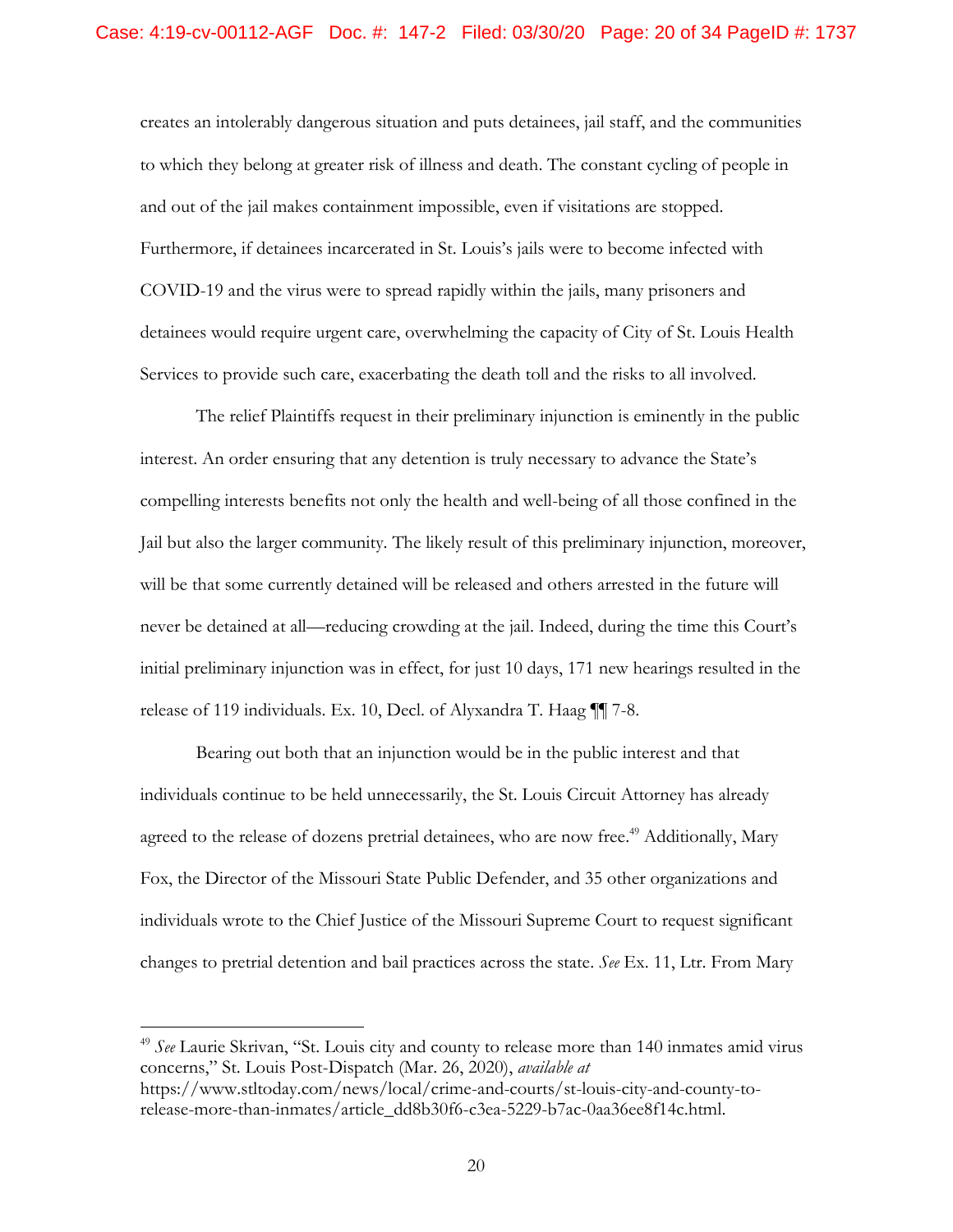creates an intolerably dangerous situation and puts detainees, jail staff, and the communities to which they belong at greater risk of illness and death. The constant cycling of people in and out of the jail makes containment impossible, even if visitations are stopped. Furthermore, if detainees incarcerated in St. Louis's jails were to become infected with COVID-19 and the virus were to spread rapidly within the jails, many prisoners and detainees would require urgent care, overwhelming the capacity of City of St. Louis Health Services to provide such care, exacerbating the death toll and the risks to all involved.

The relief Plaintiffs request in their preliminary injunction is eminently in the public interest. An order ensuring that any detention is truly necessary to advance the State's compelling interests benefits not only the health and well-being of all those confined in the Jail but also the larger community. The likely result of this preliminary injunction, moreover, will be that some currently detained will be released and others arrested in the future will never be detained at all—reducing crowding at the jail. Indeed, during the time this Court's initial preliminary injunction was in effect, for just 10 days, 171 new hearings resulted in the release of 119 individuals. Ex. 10, Decl. of Alyxandra T. Haag ¶¶ 7-8.

Bearing out both that an injunction would be in the public interest and that individuals continue to be held unnecessarily, the St. Louis Circuit Attorney has already agreed to the release of dozens pretrial detainees, who are now free.[49] Additionally, Mary Fox, the Director of the Missouri State Public Defender, and 35 other organizations and individuals wrote to the Chief Justice of the Missouri Supreme Court to request significant changes to pretrial detention and bail practices across the state. *See* Ex. 11, Ltr. From Mary

---

[49] *See* Laurie Skrivan, "St. Louis city and county to release more than 140 inmates amid virus concerns," St. Louis Post-Dispatch (Mar. 26, 2020), *available at* https://www.stltoday.com/news/local/crime-and-courts/st-louis-city-and-county-to-release-more-than-inmates/article_dd8b30f6-c3ea-5229-b7ac-0aa36ee8f14c.html.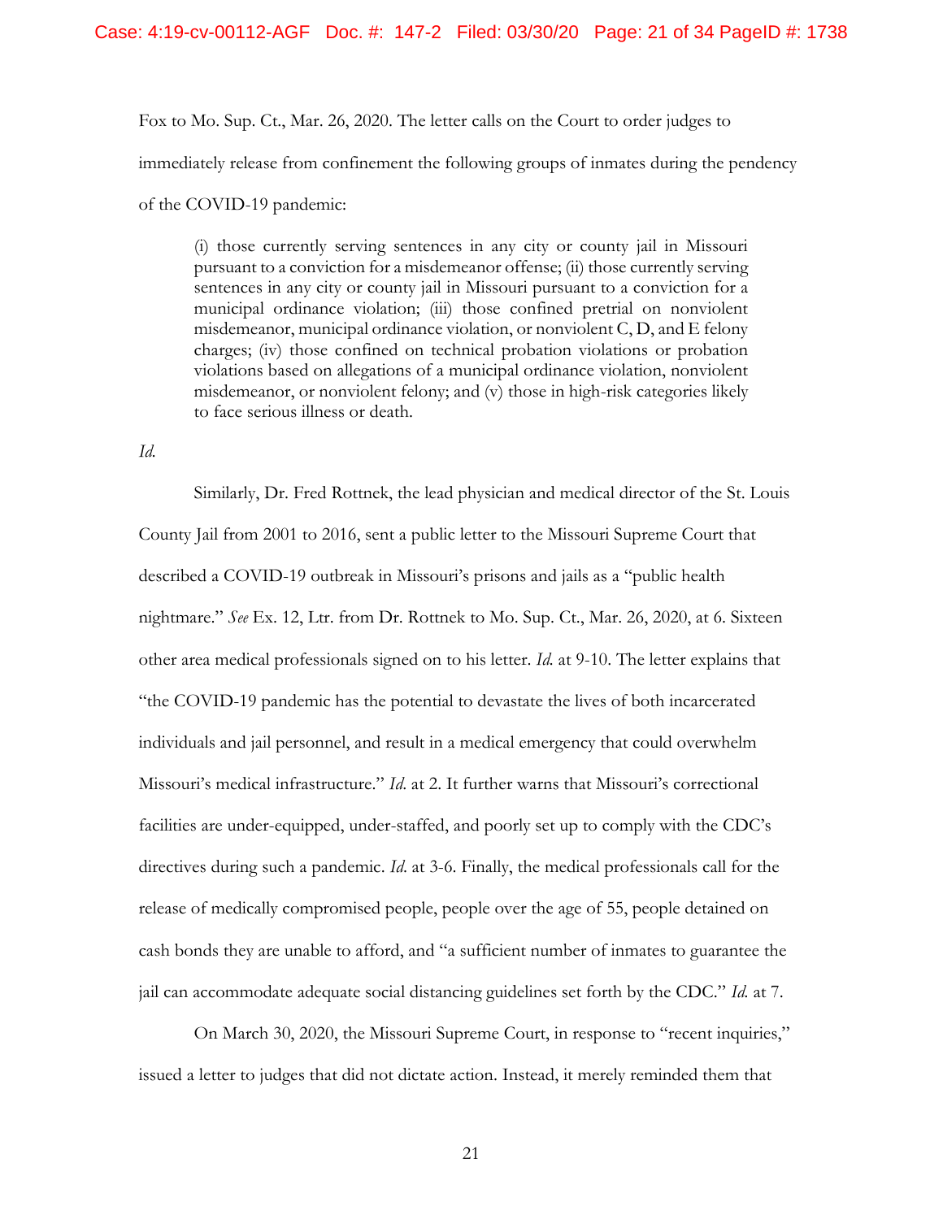Fox to Mo. Sup. Ct., Mar. 26, 2020. The letter calls on the Court to order judges to immediately release from confinement the following groups of inmates during the pendency of the COVID-19 pandemic:

> (i) those currently serving sentences in any city or county jail in Missouri pursuant to a conviction for a misdemeanor offense; (ii) those currently serving sentences in any city or county jail in Missouri pursuant to a conviction for a municipal ordinance violation; (iii) those confined pretrial on nonviolent misdemeanor, municipal ordinance violation, or nonviolent C, D, and E felony charges; (iv) those confined on technical probation violations or probation violations based on allegations of a municipal ordinance violation, nonviolent misdemeanor, or nonviolent felony; and (v) those in high-risk categories likely to face serious illness or death.

*Id.*

Similarly, Dr. Fred Rottnek, the lead physician and medical director of the St. Louis County Jail from 2001 to 2016, sent a public letter to the Missouri Supreme Court that described a COVID-19 outbreak in Missouri's prisons and jails as a "public health nightmare." *See* Ex. 12, Ltr. from Dr. Rottnek to Mo. Sup. Ct., Mar. 26, 2020, at 6. Sixteen other area medical professionals signed on to his letter. *Id.* at 9-10. The letter explains that "the COVID-19 pandemic has the potential to devastate the lives of both incarcerated individuals and jail personnel, and result in a medical emergency that could overwhelm Missouri's medical infrastructure." *Id.* at 2. It further warns that Missouri's correctional facilities are under-equipped, under-staffed, and poorly set up to comply with the CDC's directives during such a pandemic. *Id.* at 3-6. Finally, the medical professionals call for the release of medically compromised people, people over the age of 55, people detained on cash bonds they are unable to afford, and "a sufficient number of inmates to guarantee the jail can accommodate adequate social distancing guidelines set forth by the CDC." *Id.* at 7.

On March 30, 2020, the Missouri Supreme Court, in response to "recent inquiries," issued a letter to judges that did not dictate action. Instead, it merely reminded them that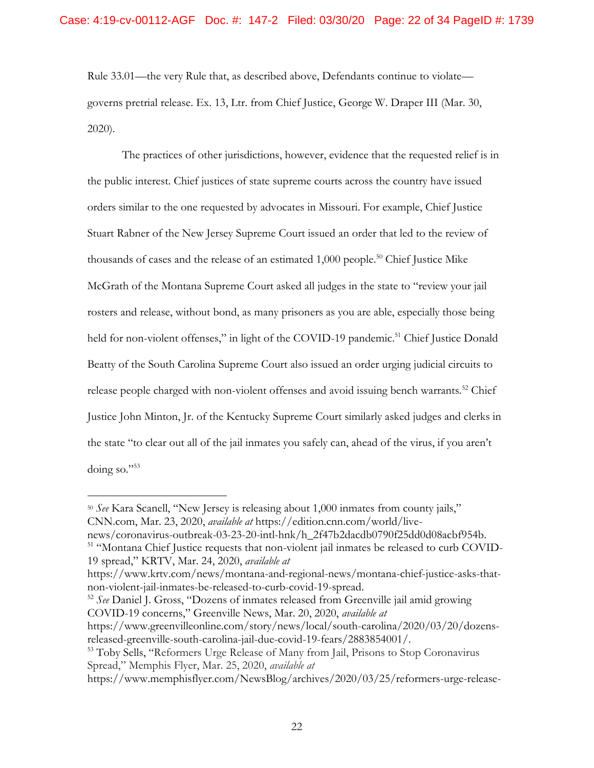Rule 33.01—the very Rule that, as described above, Defendants continue to violate—governs pretrial release. Ex. 13, Ltr. from Chief Justice, George W. Draper III (Mar. 30, 2020).

The practices of other jurisdictions, however, evidence that the requested relief is in the public interest. Chief justices of state supreme courts across the country have issued orders similar to the one requested by advocates in Missouri. For example, Chief Justice Stuart Rabner of the New Jersey Supreme Court issued an order that led to the review of thousands of cases and the release of an estimated 1,000 people.[50] Chief Justice Mike McGrath of the Montana Supreme Court asked all judges in the state to "review your jail rosters and release, without bond, as many prisoners as you are able, especially those being held for non-violent offenses," in light of the COVID-19 pandemic.[51] Chief Justice Donald Beatty of the South Carolina Supreme Court also issued an order urging judicial circuits to release people charged with non-violent offenses and avoid issuing bench warrants.[52] Chief Justice John Minton, Jr. of the Kentucky Supreme Court similarly asked judges and clerks in the state "to clear out all of the jail inmates you safely can, ahead of the virus, if you aren't doing so."[53]

---

[50] *See* Kara Scanell, "New Jersey is releasing about 1,000 inmates from county jails," CNN.com, Mar. 23, 2020, *available at* https://edition.cnn.com/world/live-news/coronavirus-outbreak-03-23-20-intl-hnk/h_2f47b2dacdb0790f25dd0d08acbf954b.

[51] "Montana Chief Justice requests that non-violent jail inmates be released to curb COVID-19 spread," KRTV, Mar. 24, 2020, *available at* https://www.krtv.com/news/montana-and-regional-news/montana-chief-justice-asks-that-non-violent-jail-inmates-be-released-to-curb-covid-19-spread.

[52] *See* Daniel J. Gross, "Dozens of inmates released from Greenville jail amid growing COVID-19 concerns," Greenville News, Mar. 20, 2020, *available at* https://www.greenvilleonline.com/story/news/local/south-carolina/2020/03/20/dozens-released-greenville-south-carolina-jail-due-covid-19-fears/2883854001/.

[53] Toby Sells, "Reformers Urge Release of Many from Jail, Prisons to Stop Coronavirus Spread," Memphis Flyer, Mar. 25, 2020, *available at* https://www.memphisflyer.com/NewsBlog/archives/2020/03/25/reformers-urge-release-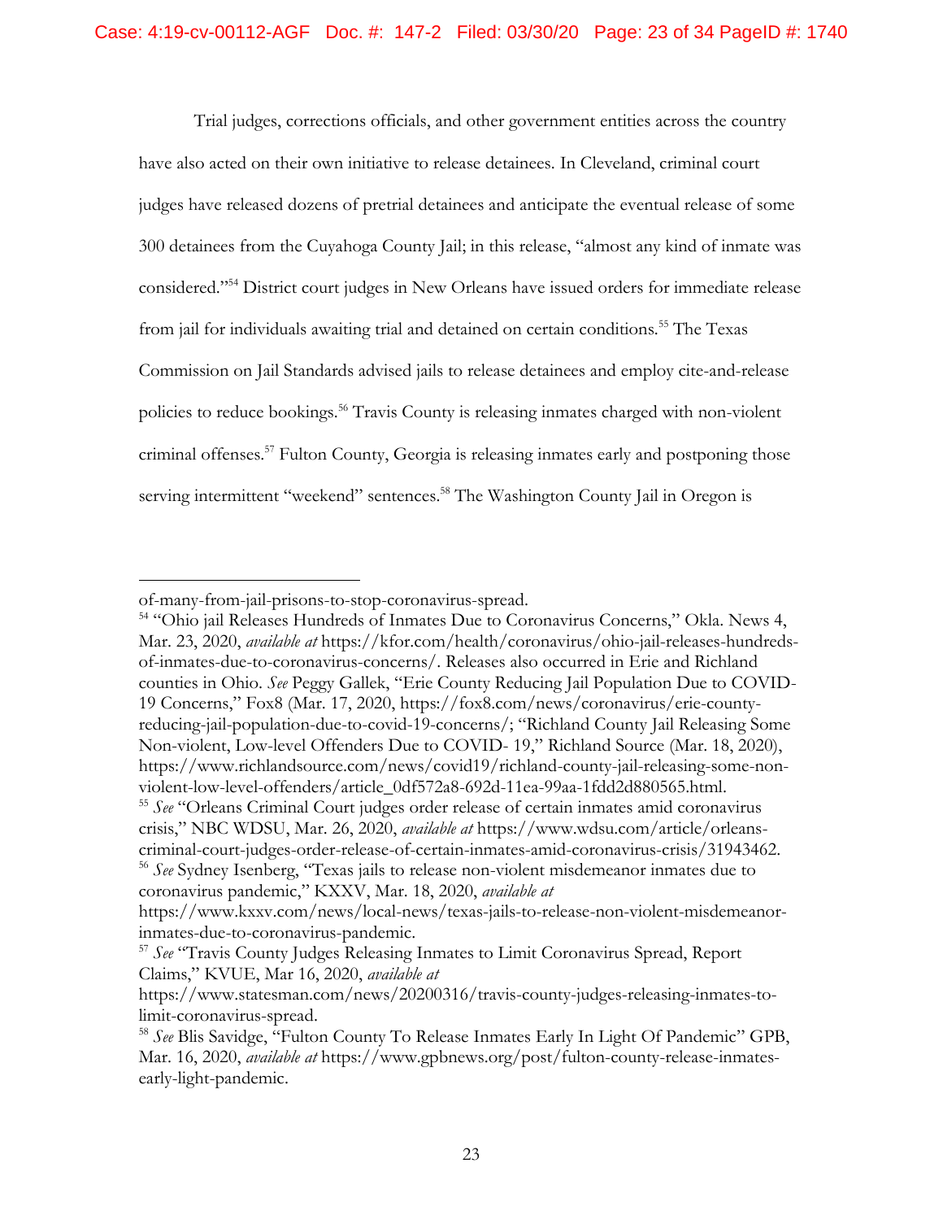Trial judges, corrections officials, and other government entities across the country have also acted on their own initiative to release detainees. In Cleveland, criminal court judges have released dozens of pretrial detainees and anticipate the eventual release of some 300 detainees from the Cuyahoga County Jail; in this release, "almost any kind of inmate was considered."[54] District court judges in New Orleans have issued orders for immediate release from jail for individuals awaiting trial and detained on certain conditions.[55] The Texas Commission on Jail Standards advised jails to release detainees and employ cite-and-release policies to reduce bookings.[56] Travis County is releasing inmates charged with non-violent criminal offenses.[57] Fulton County, Georgia is releasing inmates early and postponing those serving intermittent "weekend" sentences.[58] The Washington County Jail in Oregon is

---

of-many-from-jail-prisons-to-stop-coronavirus-spread.

[54] "Ohio jail Releases Hundreds of Inmates Due to Coronavirus Concerns," Okla. News 4, Mar. 23, 2020, *available at* https://kfor.com/health/coronavirus/ohio-jail-releases-hundreds-of-inmates-due-to-coronavirus-concerns/. Releases also occurred in Erie and Richland counties in Ohio. *See* Peggy Gallek, "Erie County Reducing Jail Population Due to COVID-19 Concerns," Fox8 (Mar. 17, 2020, https://fox8.com/news/coronavirus/erie-county-reducing-jail-population-due-to-covid-19-concerns/; "Richland County Jail Releasing Some Non-violent, Low-level Offenders Due to COVID- 19," Richland Source (Mar. 18, 2020), https://www.richlandsource.com/news/covid19/richland-county-jail-releasing-some-non-violent-low-level-offenders/article_0df572a8-692d-11ea-99aa-1fdd2d880565.html.

[55] *See* "Orleans Criminal Court judges order release of certain inmates amid coronavirus crisis," NBC WDSU, Mar. 26, 2020, *available at* https://www.wdsu.com/article/orleans-criminal-court-judges-order-release-of-certain-inmates-amid-coronavirus-crisis/31943462.

[56] *See* Sydney Isenberg, "Texas jails to release non-violent misdemeanor inmates due to coronavirus pandemic," KXXV, Mar. 18, 2020, *available at* https://www.kxxv.com/news/local-news/texas-jails-to-release-non-violent-misdemeanor-inmates-due-to-coronavirus-pandemic.

[57] *See* "Travis County Judges Releasing Inmates to Limit Coronavirus Spread, Report Claims," KVUE, Mar 16, 2020, *available at* https://www.statesman.com/news/20200316/travis-county-judges-releasing-inmates-to-limit-coronavirus-spread.

[58] *See* Blis Savidge, "Fulton County To Release Inmates Early In Light Of Pandemic" GPB, Mar. 16, 2020, *available at* https://www.gpbnews.org/post/fulton-county-release-inmates-early-light-pandemic.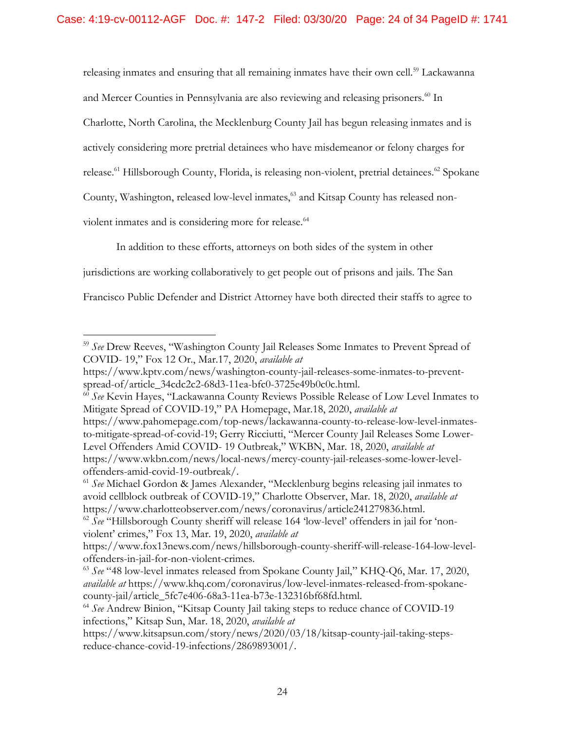releasing inmates and ensuring that all remaining inmates have their own cell.[59] Lackawanna and Mercer Counties in Pennsylvania are also reviewing and releasing prisoners.[60] In Charlotte, North Carolina, the Mecklenburg County Jail has begun releasing inmates and is actively considering more pretrial detainees who have misdemeanor or felony charges for release.[61] Hillsborough County, Florida, is releasing non-violent, pretrial detainees.[62] Spokane County, Washington, released low-level inmates,[63] and Kitsap County has released non-violent inmates and is considering more for release.[64]

In addition to these efforts, attorneys on both sides of the system in other jurisdictions are working collaboratively to get people out of prisons and jails. The San Francisco Public Defender and District Attorney have both directed their staffs to agree to

---

[59] *See* Drew Reeves, "Washington County Jail Releases Some Inmates to Prevent Spread of COVID- 19," Fox 12 Or., Mar.17, 2020, *available at* https://www.kptv.com/news/washington-county-jail-releases-some-inmates-to-prevent-spread-of/article_34cdc2c2-68d3-11ea-bfc0-3725e49b0c0c.html.

[60] *See* Kevin Hayes, "Lackawanna County Reviews Possible Release of Low Level Inmates to Mitigate Spread of COVID-19," PA Homepage, Mar.18, 2020, *available at* https://www.pahomepage.com/top-news/lackawanna-county-to-release-low-level-inmates-to-mitigate-spread-of-covid-19; Gerry Ricciutti, "Mercer County Jail Releases Some Lower-Level Offenders Amid COVID- 19 Outbreak," WKBN, Mar. 18, 2020, *available at* https://www.wkbn.com/news/local-news/mercy-county-jail-releases-some-lower-level-offenders-amid-covid-19-outbreak/.

[61] *See* Michael Gordon & James Alexander, "Mecklenburg begins releasing jail inmates to avoid cellblock outbreak of COVID-19," Charlotte Observer, Mar. 18, 2020, *available at* https://www.charlotteobserver.com/news/coronavirus/article241279836.html.

[62] *See* "Hillsborough County sheriff will release 164 'low-level' offenders in jail for 'non-violent' crimes," Fox 13, Mar. 19, 2020, *available at* https://www.fox13news.com/news/hillsborough-county-sheriff-will-release-164-low-level-offenders-in-jail-for-non-violent-crimes.

[63] *See* "48 low-level inmates released from Spokane County Jail," KHQ-Q6, Mar. 17, 2020, *available at* https://www.khq.com/coronavirus/low-level-inmates-released-from-spokane-county-jail/article_5fc7e406-68a3-11ea-b73e-132316bf68fd.html.

[64] *See* Andrew Binion, "Kitsap County Jail taking steps to reduce chance of COVID-19 infections," Kitsap Sun, Mar. 18, 2020, *available at* https://www.kitsapsun.com/story/news/2020/03/18/kitsap-county-jail-taking-steps-reduce-chance-covid-19-infections/2869893001/.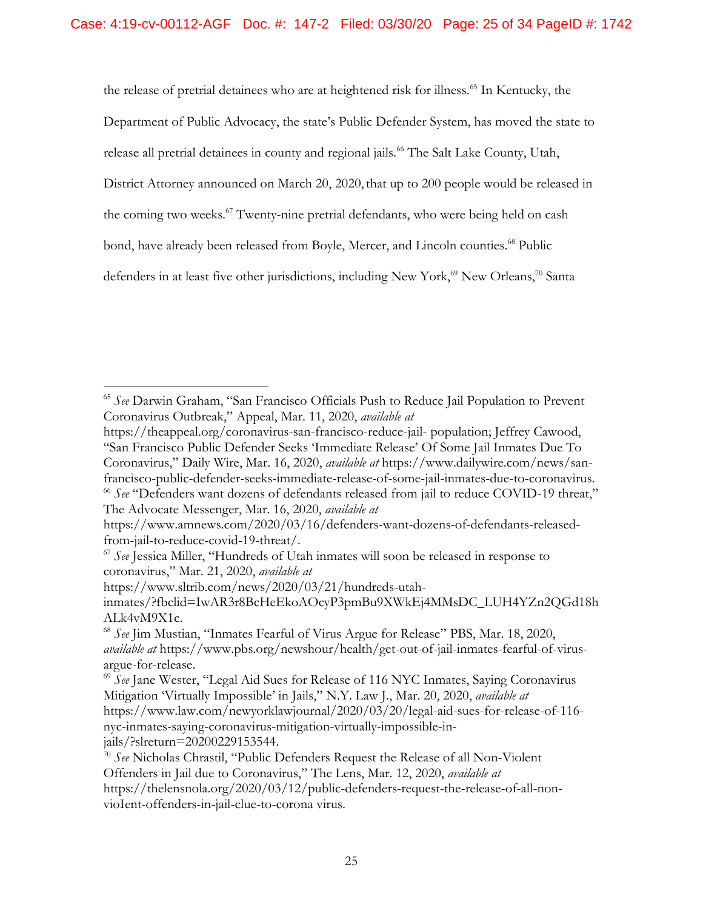the release of pretrial detainees who are at heightened risk for illness.[65] In Kentucky, the Department of Public Advocacy, the state's Public Defender System, has moved the state to release all pretrial detainees in county and regional jails.[66] The Salt Lake County, Utah, District Attorney announced on March 20, 2020, that up to 200 people would be released in the coming two weeks.[67] Twenty-nine pretrial defendants, who were being held on cash bond, have already been released from Boyle, Mercer, and Lincoln counties.[68] Public defenders in at least five other jurisdictions, including New York,[69] New Orleans,[70] Santa

---

[65] *See* Darwin Graham, "San Francisco Officials Push to Reduce Jail Population to Prevent Coronavirus Outbreak," Appeal, Mar. 11, 2020, *available at* https://theappeal.org/coronavirus-san-francisco-reduce-jail- population; Jeffrey Cawood, "San Francisco Public Defender Seeks 'Immediate Release' Of Some Jail Inmates Due To Coronavirus," Daily Wire, Mar. 16, 2020, *available at* https://www.dailywire.com/news/san-francisco-public-defender-seeks-immediate-release-of-some-jail-inmates-due-to-coronavirus.

[66] *See* "Defenders want dozens of defendants released from jail to reduce COVID-19 threat," The Advocate Messenger, Mar. 16, 2020, *available at* https://www.amnews.com/2020/03/16/defenders-want-dozens-of-defendants-released-from-jail-to-reduce-covid-19-threat/.

[67] *See* Jessica Miller, "Hundreds of Utah inmates will soon be released in response to coronavirus," Mar. 21, 2020, *available at* https://www.sltrib.com/news/2020/03/21/hundreds-utah-inmates/?fbclid=IwAR3r8BcHeEkoAOcyP3pmBu9XWkEj4MMsDC_LUH4YZn2QGd18hALk4vM9X1c.

[68] *See* Jim Mustian, "Inmates Fearful of Virus Argue for Release" PBS, Mar. 18, 2020, *available at* https://www.pbs.org/newshour/health/get-out-of-jail-inmates-fearful-of-virus-argue-for-release.

[69] *See* Jane Wester, "Legal Aid Sues for Release of 116 NYC Inmates, Saying Coronavirus Mitigation 'Virtually Impossible' in Jails," N.Y. Law J., Mar. 20, 2020, *available at* https://www.law.com/newyorklawjournal/2020/03/20/legal-aid-sues-for-release-of-116-nyc-inmates-saying-coronavirus-mitigation-virtually-impossible-in-jails/?slreturn=20200229153544.

[70] *See* Nicholas Chrastil, "Public Defenders Request the Release of all Non-Violent Offenders in Jail due to Coronavirus," The Lens, Mar. 12, 2020, *available at* https://thelensnola.org/2020/03/12/public-defenders-request-the-release-of-all-non-vioIent-offenders-in-jail-clue-to-corona virus.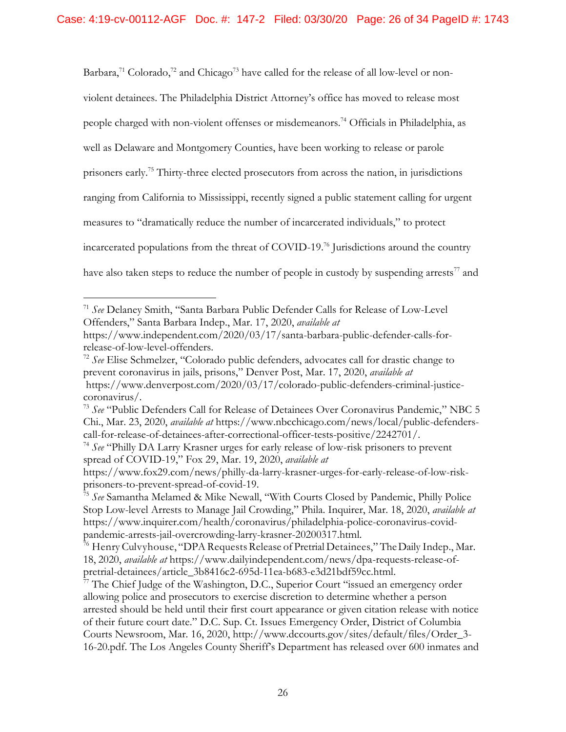Barbara,[71] Colorado,[72] and Chicago[73] have called for the release of all low-level or non-violent detainees. The Philadelphia District Attorney's office has moved to release most people charged with non-violent offenses or misdemeanors.[74] Officials in Philadelphia, as well as Delaware and Montgomery Counties, have been working to release or parole prisoners early.[75] Thirty-three elected prosecutors from across the nation, in jurisdictions ranging from California to Mississippi, recently signed a public statement calling for urgent measures to "dramatically reduce the number of incarcerated individuals," to protect incarcerated populations from the threat of COVID-19.[76] Jurisdictions around the country have also taken steps to reduce the number of people in custody by suspending arrests[77] and

---

[71] *See* Delaney Smith, "Santa Barbara Public Defender Calls for Release of Low-Level Offenders," Santa Barbara Indep., Mar. 17, 2020, *available at* https://www.independent.com/2020/03/17/santa-barbara-public-defender-calls-for-release-of-low-level-offenders.

[72] *See* Elise Schmelzer, "Colorado public defenders, advocates call for drastic change to prevent coronavirus in jails, prisons," Denver Post, Mar. 17, 2020, *available at* https://www.denverpost.com/2020/03/17/colorado-public-defenders-criminal-justice-coronavirus/.

[73] *See* "Public Defenders Call for Release of Detainees Over Coronavirus Pandemic," NBC 5 Chi., Mar. 23, 2020, *available at* https://www.nbcchicago.com/news/local/public-defenders-call-for-release-of-detainees-after-correctional-officer-tests-positive/2242701/.

[74] *See* "Philly DA Larry Krasner urges for early release of low-risk prisoners to prevent spread of COVID-19," Fox 29, Mar. 19, 2020, *available at* https://www.fox29.com/news/philly-da-larry-krasner-urges-for-early-release-of-low-risk-prisoners-to-prevent-spread-of-covid-19.

[75] *See* Samantha Melamed & Mike Newall, "With Courts Closed by Pandemic, Philly Police Stop Low-level Arrests to Manage Jail Crowding," Phila. Inquirer, Mar. 18, 2020, *available at* https://www.inquirer.com/health/coronavirus/philadelphia-police-coronavirus-covid-pandemic-arrests-jail-overcrowding-larry-krasner-20200317.html.

[76] Henry Culvyhouse, "DPA Requests Release of Pretrial Detainees," The Daily Indep., Mar. 18, 2020, *available at* https://www.dailyindependent.com/news/dpa-requests-release-of-pretrial-detainees/article_3b8416c2-695d-11ea-b683-e3d21bdf59cc.html.

[77] The Chief Judge of the Washington, D.C., Superior Court "issued an emergency order allowing police and prosecutors to exercise discretion to determine whether a person arrested should be held until their first court appearance or given citation release with notice of their future court date." D.C. Sup. Ct. Issues Emergency Order, District of Columbia Courts Newsroom, Mar. 16, 2020, http://www.dccourts.gov/sites/default/files/Order_3-16-20.pdf. The Los Angeles County Sheriff's Department has released over 600 inmates and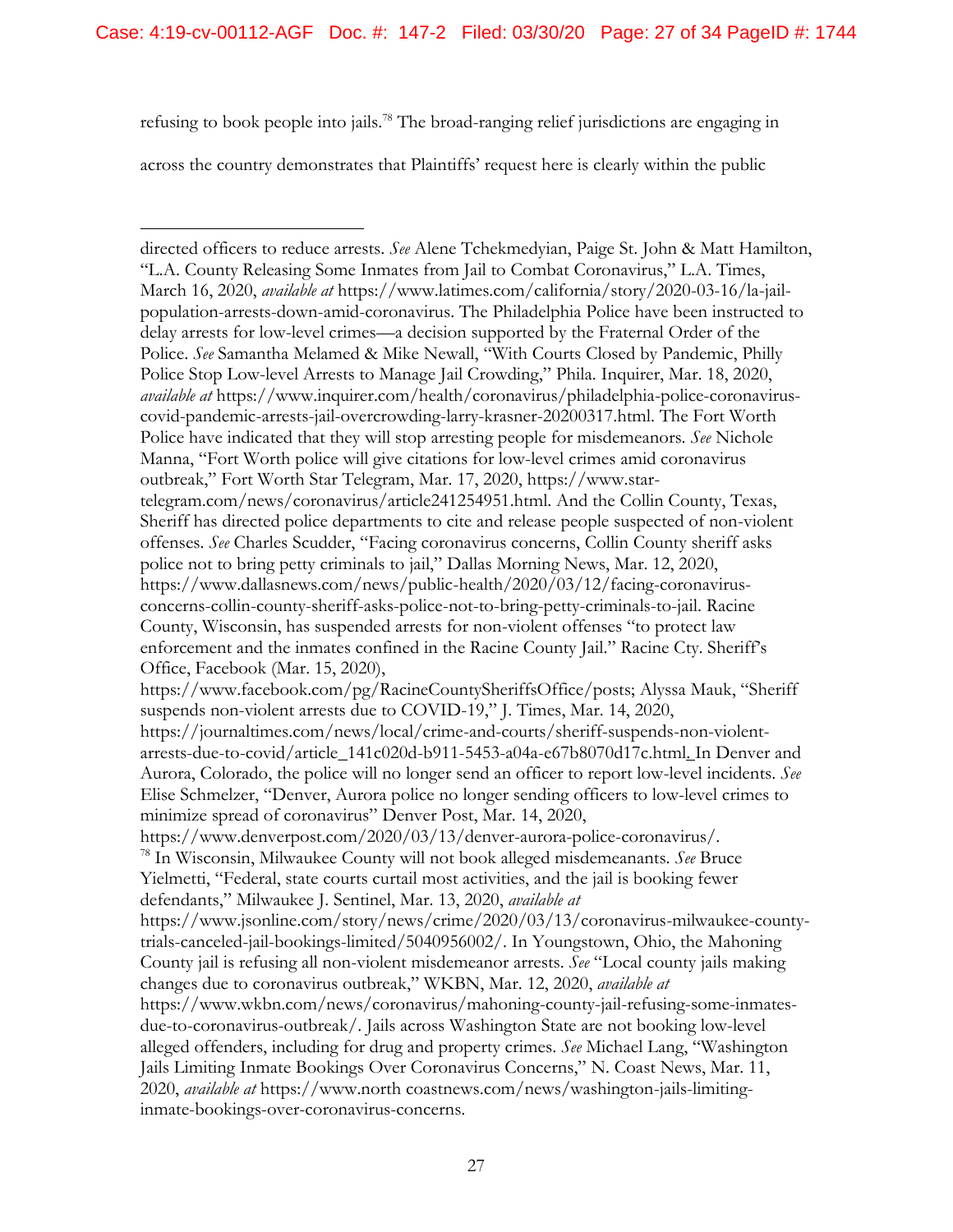refusing to book people into jails.[78] The broad-ranging relief jurisdictions are engaging in across the country demonstrates that Plaintiffs' request here is clearly within the public

---

directed officers to reduce arrests. *See* Alene Tchekmedyian, Paige St. John & Matt Hamilton, "L.A. County Releasing Some Inmates from Jail to Combat Coronavirus," L.A. Times, March 16, 2020, *available at* https://www.latimes.com/california/story/2020-03-16/la-jail-population-arrests-down-amid-coronavirus. The Philadelphia Police have been instructed to delay arrests for low-level crimes—a decision supported by the Fraternal Order of the Police. *See* Samantha Melamed & Mike Newall, "With Courts Closed by Pandemic, Philly Police Stop Low-level Arrests to Manage Jail Crowding," Phila. Inquirer, Mar. 18, 2020, *available at* https://www.inquirer.com/health/coronavirus/philadelphia-police-coronavirus-covid-pandemic-arrests-jail-overcrowding-larry-krasner-20200317.html. The Fort Worth Police have indicated that they will stop arresting people for misdemeanors. *See* Nichole Manna, "Fort Worth police will give citations for low-level crimes amid coronavirus outbreak," Fort Worth Star Telegram, Mar. 17, 2020, https://www.star-telegram.com/news/coronavirus/article241254951.html. And the Collin County, Texas, Sheriff has directed police departments to cite and release people suspected of non-violent offenses. *See* Charles Scudder, "Facing coronavirus concerns, Collin County sheriff asks police not to bring petty criminals to jail," Dallas Morning News, Mar. 12, 2020, https://www.dallasnews.com/news/public-health/2020/03/12/facing-coronavirus-concerns-collin-county-sheriff-asks-police-not-to-bring-petty-criminals-to-jail. Racine County, Wisconsin, has suspended arrests for non-violent offenses "to protect law enforcement and the inmates confined in the Racine County Jail." Racine Cty. Sheriff's Office, Facebook (Mar. 15, 2020), https://www.facebook.com/pg/RacineCountySheriffsOffice/posts; Alyssa Mauk, "Sheriff suspends non-violent arrests due to COVID-19," J. Times, Mar. 14, 2020, https://journaltimes.com/news/local/crime-and-courts/sheriff-suspends-non-violent-arrests-due-to-covid/article_141c020d-b911-5453-a04a-e67b8070d17c.html. In Denver and Aurora, Colorado, the police will no longer send an officer to report low-level incidents. *See* Elise Schmelzer, "Denver, Aurora police no longer sending officers to low-level crimes to minimize spread of coronavirus" Denver Post, Mar. 14, 2020, https://www.denverpost.com/2020/03/13/denver-aurora-police-coronavirus/.

[78] In Wisconsin, Milwaukee County will not book alleged misdemeanants. *See* Bruce Yielmetti, "Federal, state courts curtail most activities, and the jail is booking fewer defendants," Milwaukee J. Sentinel, Mar. 13, 2020, *available at* https://www.jsonline.com/story/news/crime/2020/03/13/coronavirus-milwaukee-county-trials-canceled-jail-bookings-limited/5040956002/. In Youngstown, Ohio, the Mahoning County jail is refusing all non-violent misdemeanor arrests. *See* "Local county jails making changes due to coronavirus outbreak," WKBN, Mar. 12, 2020, *available at* https://www.wkbn.com/news/coronavirus/mahoning-county-jail-refusing-some-inmates-due-to-coronavirus-outbreak/. Jails across Washington State are not booking low-level alleged offenders, including for drug and property crimes. *See* Michael Lang, "Washington Jails Limiting Inmate Bookings Over Coronavirus Concerns," N. Coast News, Mar. 11, 2020, *available at* https://www.north coastnews.com/news/washington-jails-limiting-inmate-bookings-over-coronavirus-concerns.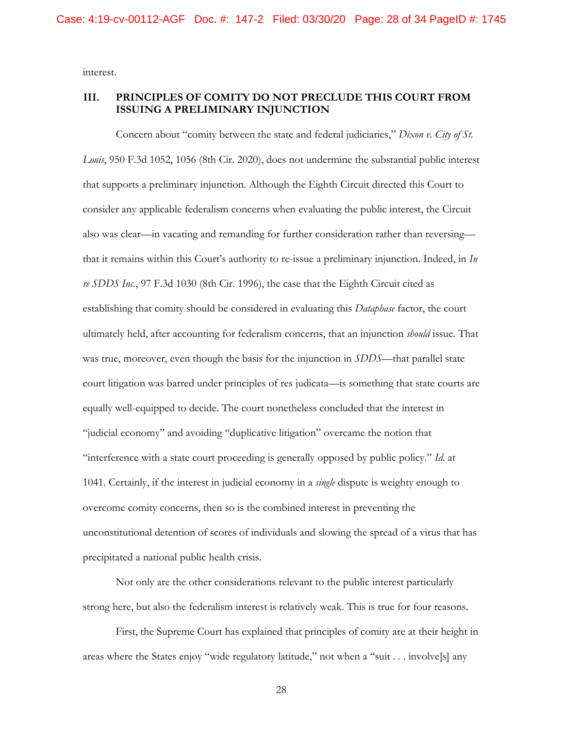interest.

### III. PRINCIPLES OF COMITY DO NOT PRECLUDE THIS COURT FROM ISSUING A PRELIMINARY INJUNCTION

Concern about "comity between the state and federal judiciaries," *Dixon v. City of St. Louis*, 950 F.3d 1052, 1056 (8th Cir. 2020), does not undermine the substantial public interest that supports a preliminary injunction. Although the Eighth Circuit directed this Court to consider any applicable federalism concerns when evaluating the public interest, the Circuit also was clear—in vacating and remanding for further consideration rather than reversing—that it remains within this Court's authority to re-issue a preliminary injunction. Indeed, in *In re SDDS Inc.*, 97 F.3d 1030 (8th Cir. 1996), the case that the Eighth Circuit cited as establishing that comity should be considered in evaluating this *Dataphase* factor, the court ultimately held, after accounting for federalism concerns, that an injunction *should* issue. That was true, moreover, even though the basis for the injunction in *SDDS*—that parallel state court litigation was barred under principles of res judicata—is something that state courts are equally well-equipped to decide. The court nonetheless concluded that the interest in "judicial economy" and avoiding "duplicative litigation" overcame the notion that "interference with a state court proceeding is generally opposed by public policy." *Id.* at 1041. Certainly, if the interest in judicial economy in a *single* dispute is weighty enough to overcome comity concerns, then so is the combined interest in preventing the unconstitutional detention of scores of individuals and slowing the spread of a virus that has precipitated a national public health crisis.

Not only are the other considerations relevant to the public interest particularly strong here, but also the federalism interest is relatively weak. This is true for four reasons.

First, the Supreme Court has explained that principles of comity are at their height in areas where the States enjoy "wide regulatory latitude," not when a "suit . . . involve[s] any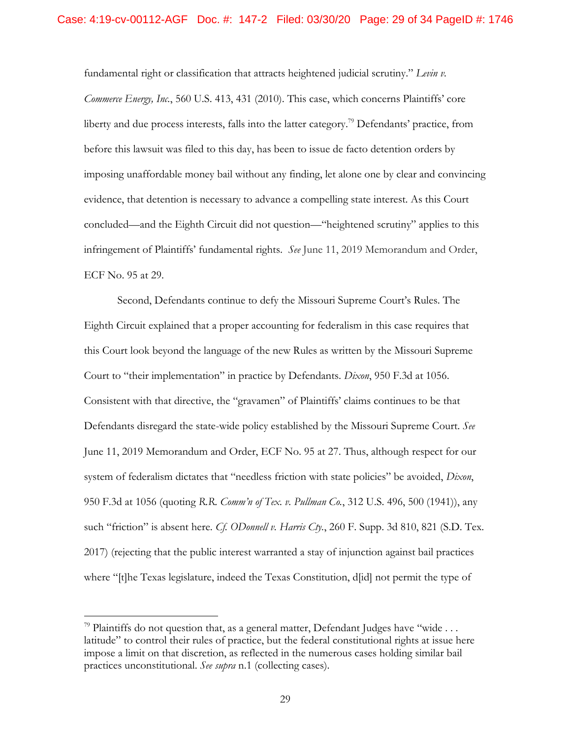fundamental right or classification that attracts heightened judicial scrutiny." *Levin v. Commerce Energy, Inc.*, 560 U.S. 413, 431 (2010). This case, which concerns Plaintiffs' core liberty and due process interests, falls into the latter category.[79] Defendants' practice, from before this lawsuit was filed to this day, has been to issue de facto detention orders by imposing unaffordable money bail without any finding, let alone one by clear and convincing evidence, that detention is necessary to advance a compelling state interest. As this Court concluded—and the Eighth Circuit did not question—"heightened scrutiny" applies to this infringement of Plaintiffs' fundamental rights. *See* June 11, 2019 Memorandum and Order, ECF No. 95 at 29.

Second, Defendants continue to defy the Missouri Supreme Court's Rules. The Eighth Circuit explained that a proper accounting for federalism in this case requires that this Court look beyond the language of the new Rules as written by the Missouri Supreme Court to "their implementation" in practice by Defendants. *Dixon*, 950 F.3d at 1056. Consistent with that directive, the "gravamen" of Plaintiffs' claims continues to be that Defendants disregard the state-wide policy established by the Missouri Supreme Court. *See* June 11, 2019 Memorandum and Order, ECF No. 95 at 27. Thus, although respect for our system of federalism dictates that "needless friction with state policies" be avoided, *Dixon*, 950 F.3d at 1056 (quoting *R.R. Comm'n of Tex. v. Pullman Co.*, 312 U.S. 496, 500 (1941)), any such "friction" is absent here. *Cf. ODonnell v. Harris Cty.*, 260 F. Supp. 3d 810, 821 (S.D. Tex. 2017) (rejecting that the public interest warranted a stay of injunction against bail practices where "[t]he Texas legislature, indeed the Texas Constitution, d[id] not permit the type of

[79] Plaintiffs do not question that, as a general matter, Defendant Judges have "wide . . . latitude" to control their rules of practice, but the federal constitutional rights at issue here impose a limit on that discretion, as reflected in the numerous cases holding similar bail practices unconstitutional. *See supra* n.1 (collecting cases).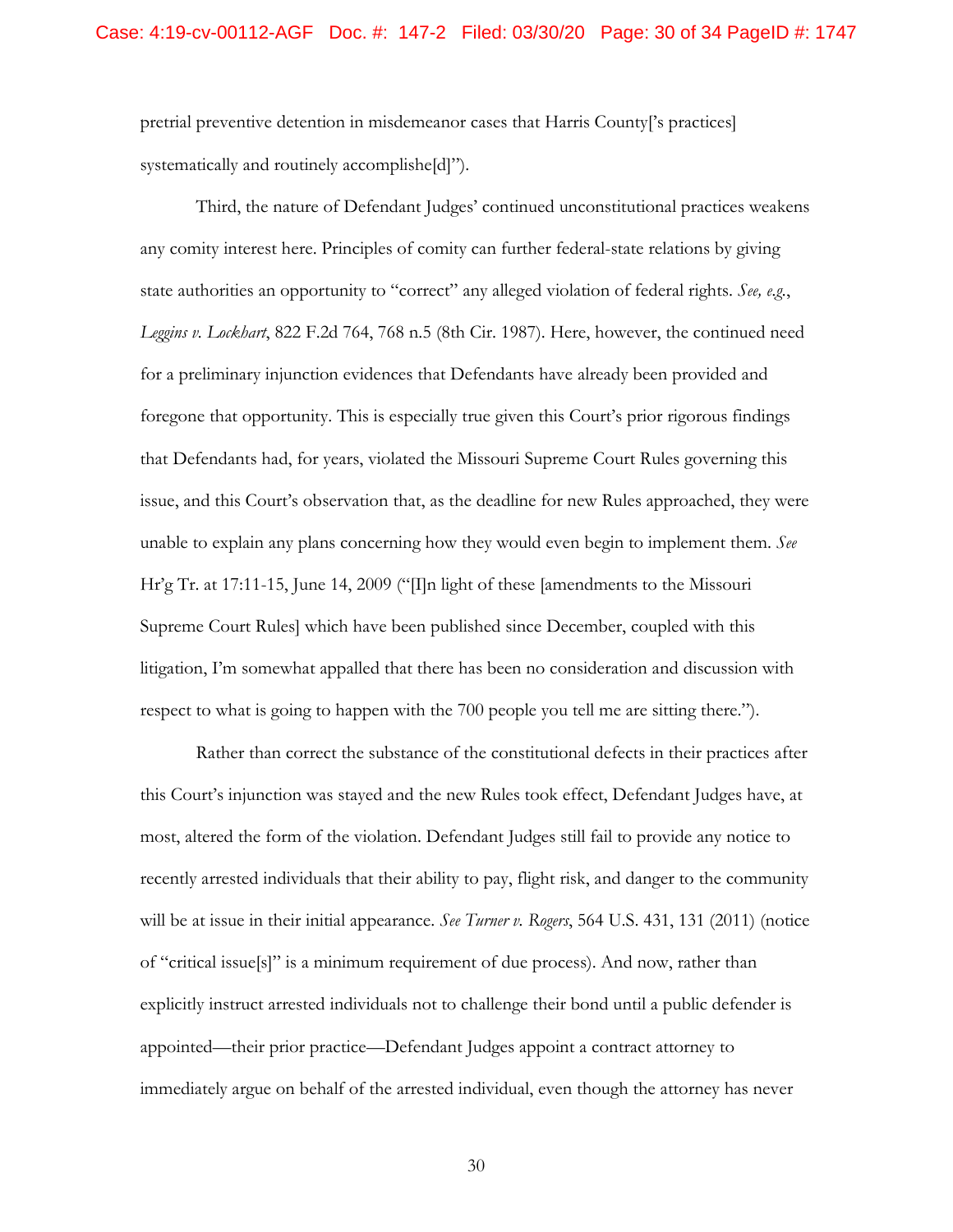pretrial preventive detention in misdemeanor cases that Harris County['s practices] systematically and routinely accomplishe[d]").

Third, the nature of Defendant Judges' continued unconstitutional practices weakens any comity interest here. Principles of comity can further federal-state relations by giving state authorities an opportunity to "correct" any alleged violation of federal rights. *See, e.g.*, *Leggins v. Lockhart*, 822 F.2d 764, 768 n.5 (8th Cir. 1987). Here, however, the continued need for a preliminary injunction evidences that Defendants have already been provided and foregone that opportunity. This is especially true given this Court's prior rigorous findings that Defendants had, for years, violated the Missouri Supreme Court Rules governing this issue, and this Court's observation that, as the deadline for new Rules approached, they were unable to explain any plans concerning how they would even begin to implement them. *See* Hr'g Tr. at 17:11-15, June 14, 2009 ("[I]n light of these [amendments to the Missouri Supreme Court Rules] which have been published since December, coupled with this litigation, I'm somewhat appalled that there has been no consideration and discussion with respect to what is going to happen with the 700 people you tell me are sitting there.").

Rather than correct the substance of the constitutional defects in their practices after this Court's injunction was stayed and the new Rules took effect, Defendant Judges have, at most, altered the form of the violation. Defendant Judges still fail to provide any notice to recently arrested individuals that their ability to pay, flight risk, and danger to the community will be at issue in their initial appearance. *See Turner v. Rogers*, 564 U.S. 431, 131 (2011) (notice of "critical issue[s]" is a minimum requirement of due process). And now, rather than explicitly instruct arrested individuals not to challenge their bond until a public defender is appointed—their prior practice—Defendant Judges appoint a contract attorney to immediately argue on behalf of the arrested individual, even though the attorney has never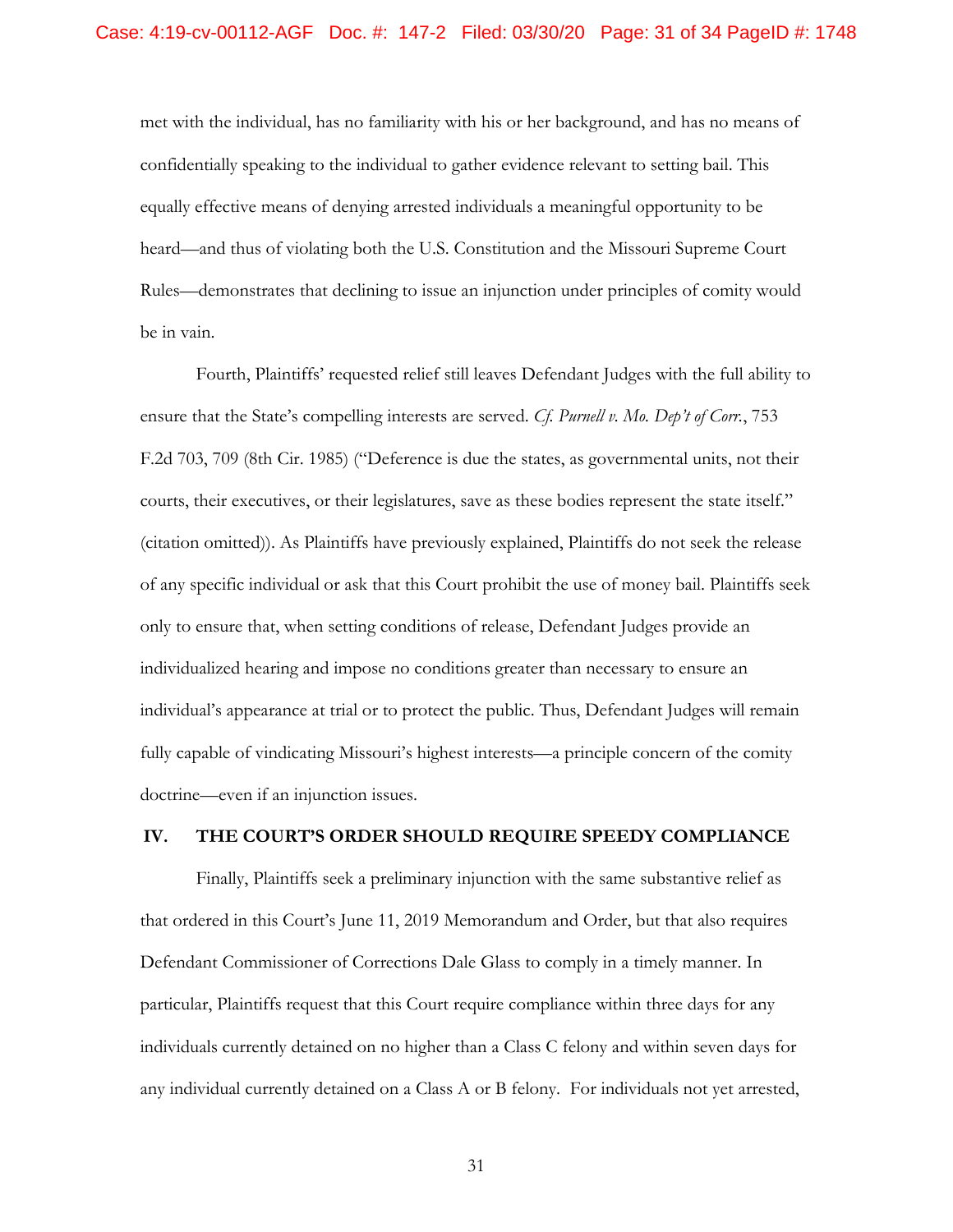met with the individual, has no familiarity with his or her background, and has no means of confidentially speaking to the individual to gather evidence relevant to setting bail. This equally effective means of denying arrested individuals a meaningful opportunity to be heard—and thus of violating both the U.S. Constitution and the Missouri Supreme Court Rules—demonstrates that declining to issue an injunction under principles of comity would be in vain.

Fourth, Plaintiffs' requested relief still leaves Defendant Judges with the full ability to ensure that the State's compelling interests are served. *Cf. Purnell v. Mo. Dep't of Corr.*, 753 F.2d 703, 709 (8th Cir. 1985) ("Deference is due the states, as governmental units, not their courts, their executives, or their legislatures, save as these bodies represent the state itself." (citation omitted)). As Plaintiffs have previously explained, Plaintiffs do not seek the release of any specific individual or ask that this Court prohibit the use of money bail. Plaintiffs seek only to ensure that, when setting conditions of release, Defendant Judges provide an individualized hearing and impose no conditions greater than necessary to ensure an individual's appearance at trial or to protect the public. Thus, Defendant Judges will remain fully capable of vindicating Missouri's highest interests—a principle concern of the comity doctrine—even if an injunction issues.

## IV. THE COURT'S ORDER SHOULD REQUIRE SPEEDY COMPLIANCE

Finally, Plaintiffs seek a preliminary injunction with the same substantive relief as that ordered in this Court's June 11, 2019 Memorandum and Order, but that also requires Defendant Commissioner of Corrections Dale Glass to comply in a timely manner. In particular, Plaintiffs request that this Court require compliance within three days for any individuals currently detained on no higher than a Class C felony and within seven days for any individual currently detained on a Class A or B felony. For individuals not yet arrested,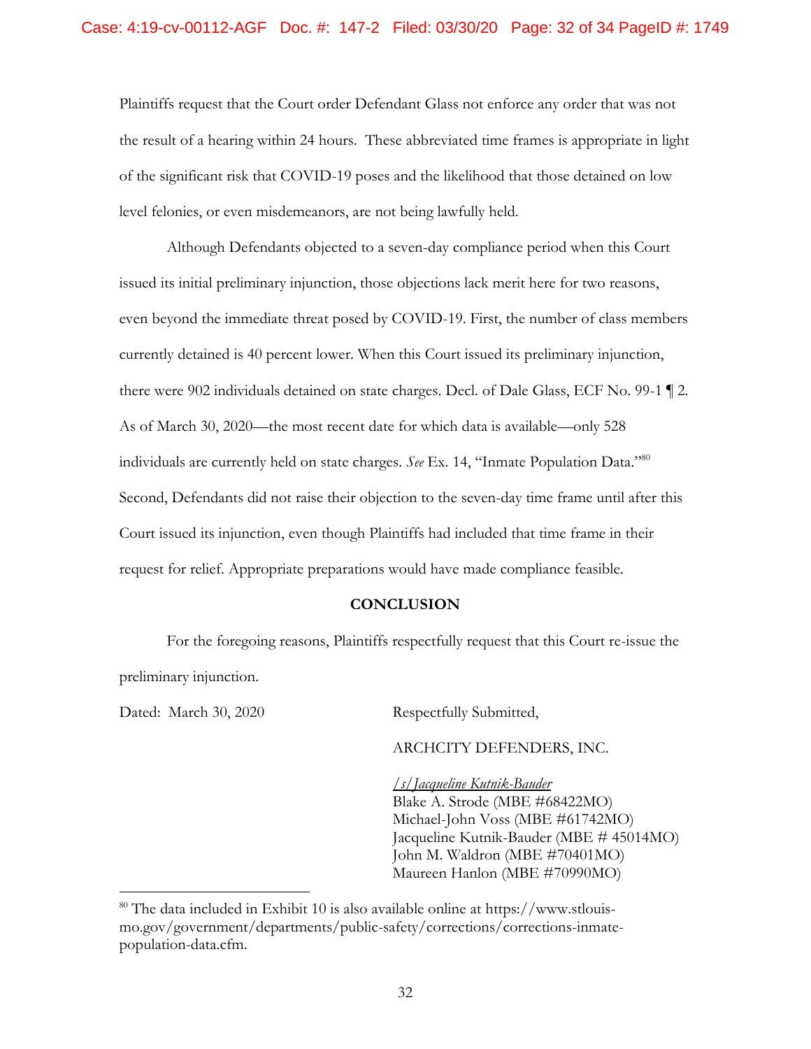Plaintiffs request that the Court order Defendant Glass not enforce any order that was not the result of a hearing within 24 hours. These abbreviated time frames is appropriate in light of the significant risk that COVID-19 poses and the likelihood that those detained on low level felonies, or even misdemeanors, are not being lawfully held.

Although Defendants objected to a seven-day compliance period when this Court issued its initial preliminary injunction, those objections lack merit here for two reasons, even beyond the immediate threat posed by COVID-19. First, the number of class members currently detained is 40 percent lower. When this Court issued its preliminary injunction, there were 902 individuals detained on state charges. Decl. of Dale Glass, ECF No. 99-1 ¶ 2. As of March 30, 2020—the most recent date for which data is available—only 528 individuals are currently held on state charges. *See* Ex. 14, "Inmate Population Data."[80] Second, Defendants did not raise their objection to the seven-day time frame until after this Court issued its injunction, even though Plaintiffs had included that time frame in their request for relief. Appropriate preparations would have made compliance feasible.

**CONCLUSION**

For the foregoing reasons, Plaintiffs respectfully request that this Court re-issue the preliminary injunction.

Dated: March 30, 2020

Respectfully Submitted,

ARCHCITY DEFENDERS, INC.

*/s/ Jacqueline Kutnik-Bauder*
Blake A. Strode (MBE #68422MO)
Michael-John Voss (MBE #61742MO)
Jacqueline Kutnik-Bauder (MBE # 45014MO)
John M. Waldron (MBE #70401MO)
Maureen Hanlon (MBE #70990MO)

---

[80] The data included in Exhibit 10 is also available online at https://www.stlouis-mo.gov/government/departments/public-safety/corrections/corrections-inmate-population-data.cfm.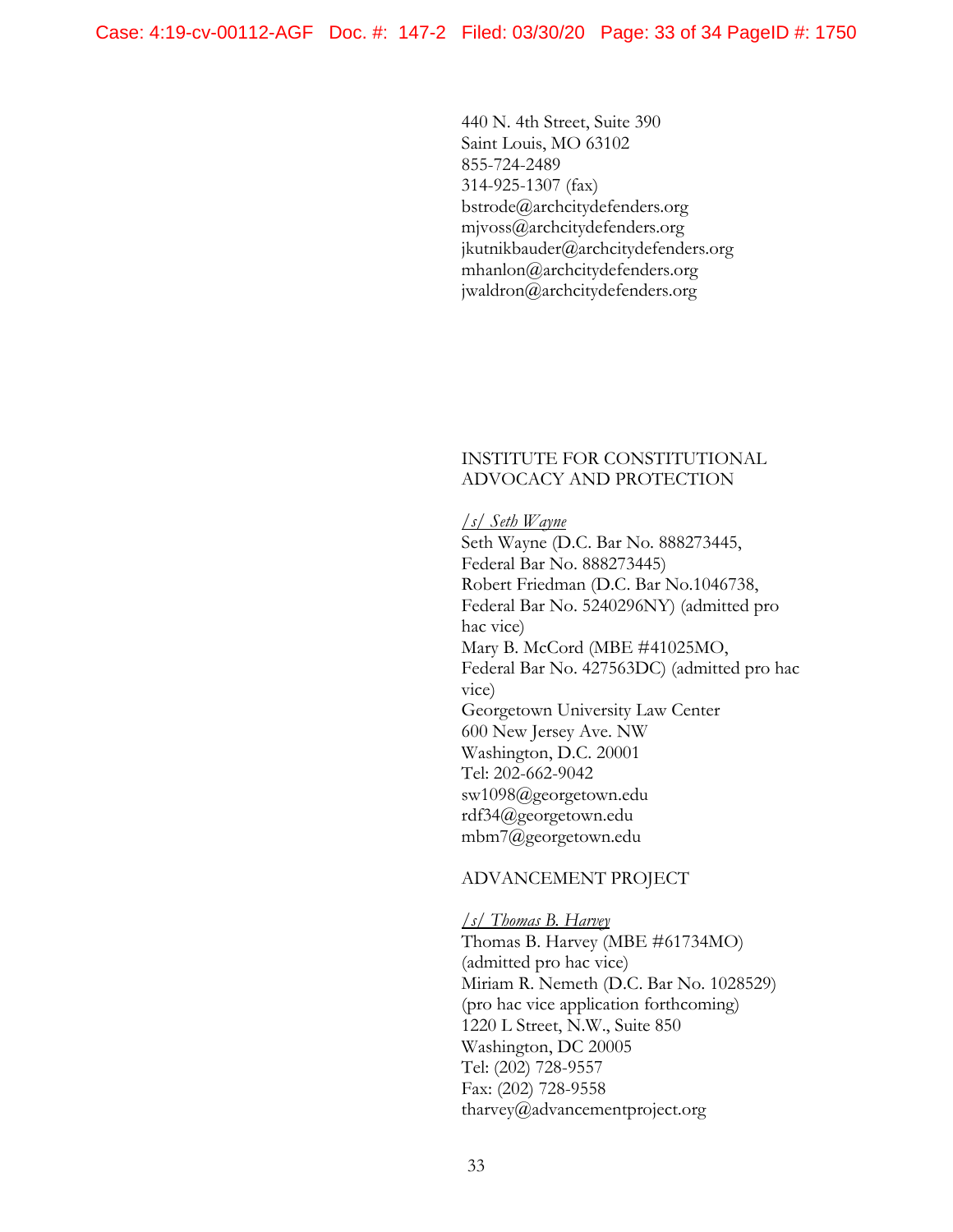440 N. 4th Street, Suite 390
Saint Louis, MO 63102
855-724-2489
314-925-1307 (fax)
bstrode@archcitydefenders.org
mjvoss@archcitydefenders.org
jkutnikbauder@archcitydefenders.org
mhanlon@archcitydefenders.org
jwaldron@archcitydefenders.org

INSTITUTE FOR CONSTITUTIONAL ADVOCACY AND PROTECTION

*/s/ Seth Wayne*
Seth Wayne (D.C. Bar No. 888273445, Federal Bar No. 888273445)
Robert Friedman (D.C. Bar No.1046738, Federal Bar No. 5240296NY) (admitted pro hac vice)
Mary B. McCord (MBE #41025MO, Federal Bar No. 427563DC) (admitted pro hac vice)
Georgetown University Law Center
600 New Jersey Ave. NW
Washington, D.C. 20001
Tel: 202-662-9042
sw1098@georgetown.edu
rdf34@georgetown.edu
mbm7@georgetown.edu

ADVANCEMENT PROJECT

*/s/ Thomas B. Harvey*
Thomas B. Harvey (MBE #61734MO) (admitted pro hac vice)
Miriam R. Nemeth (D.C. Bar No. 1028529) (pro hac vice application forthcoming)
1220 L Street, N.W., Suite 850
Washington, DC 20005
Tel: (202) 728-9557
Fax: (202) 728-9558
tharvey@advancementproject.org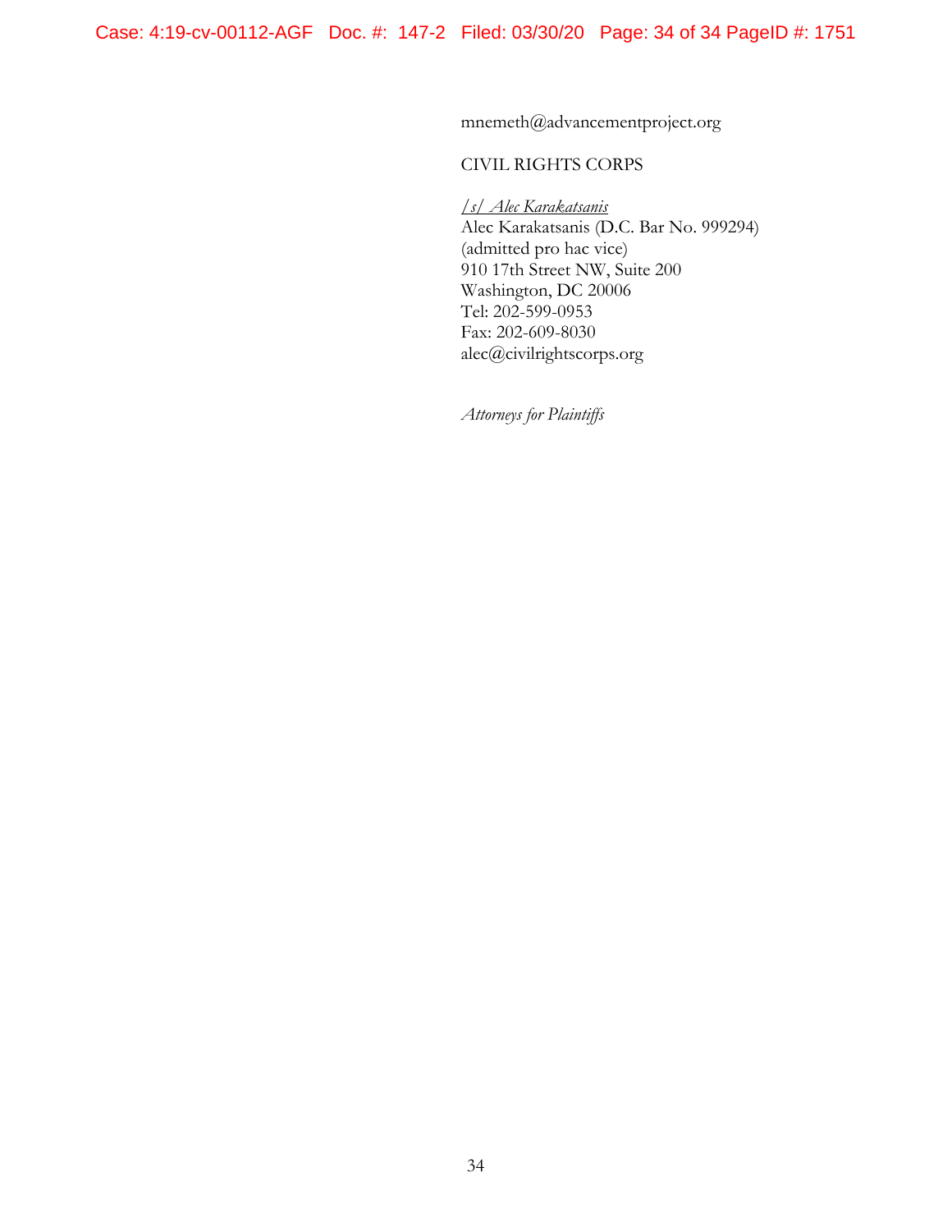mnemeth@advancementproject.org

CIVIL RIGHTS CORPS

*/s/ Alec Karakatsanis*
Alec Karakatsanis (D.C. Bar No. 999294)
(admitted pro hac vice)
910 17th Street NW, Suite 200
Washington, DC 20006
Tel: 202-599-0953
Fax: 202-609-8030
alec@civilrightscorps.org

*Attorneys for Plaintiffs*